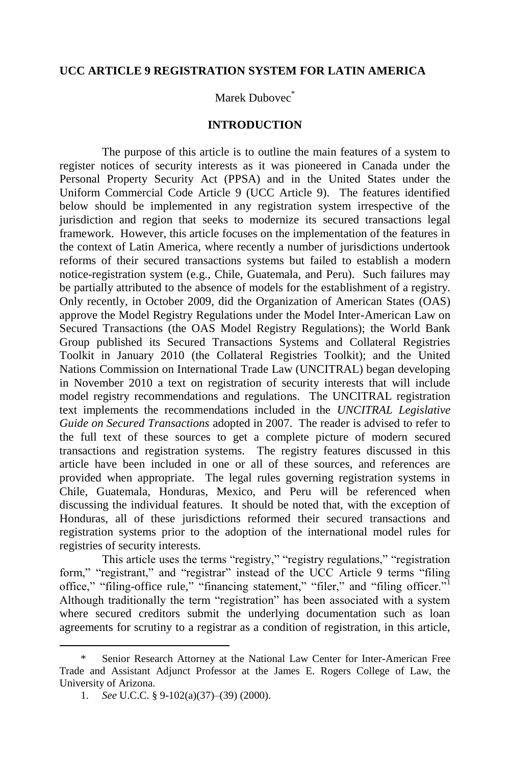# UCC ARTICLE 9 REGISTRATION SYSTEM FOR LATIN AMERICA

Marek Dubovec*

## INTRODUCTION

The purpose of this article is to outline the main features of a system to register notices of security interests as it was pioneered in Canada under the Personal Property Security Act (PPSA) and in the United States under the Uniform Commercial Code Article 9 (UCC Article 9). The features identified below should be implemented in any registration system irrespective of the jurisdiction and region that seeks to modernize its secured transactions legal framework. However, this article focuses on the implementation of the features in the context of Latin America, where recently a number of jurisdictions undertook reforms of their secured transactions systems but failed to establish a modern notice-registration system (e.g., Chile, Guatemala, and Peru). Such failures may be partially attributed to the absence of models for the establishment of a registry. Only recently, in October 2009, did the Organization of American States (OAS) approve the Model Registry Regulations under the Model Inter-American Law on Secured Transactions (the OAS Model Registry Regulations); the World Bank Group published its Secured Transactions Systems and Collateral Registries Toolkit in January 2010 (the Collateral Registries Toolkit); and the United Nations Commission on International Trade Law (UNCITRAL) began developing in November 2010 a text on registration of security interests that will include model registry recommendations and regulations. The UNCITRAL registration text implements the recommendations included in the *UNCITRAL Legislative Guide on Secured Transactions* adopted in 2007. The reader is advised to refer to the full text of these sources to get a complete picture of modern secured transactions and registration systems. The registry features discussed in this article have been included in one or all of these sources, and references are provided when appropriate. The legal rules governing registration systems in Chile, Guatemala, Honduras, Mexico, and Peru will be referenced when discussing the individual features. It should be noted that, with the exception of Honduras, all of these jurisdictions reformed their secured transactions and registration systems prior to the adoption of the international model rules for registries of security interests.

This article uses the terms "registry," "registry regulations," "registration form," "registrant," and "registrar" instead of the UCC Article 9 terms "filing office," "filing-office rule," "financing statement," "filer," and "filing officer."[1] Although traditionally the term "registration" has been associated with a system where secured creditors submit the underlying documentation such as loan agreements for scrutiny to a registrar as a condition of registration, in this article,

---

\* Senior Research Attorney at the National Law Center for Inter-American Free Trade and Assistant Adjunct Professor at the James E. Rogers College of Law, the University of Arizona.

1. *See* U.C.C. § 9-102(a)(37)–(39) (2000).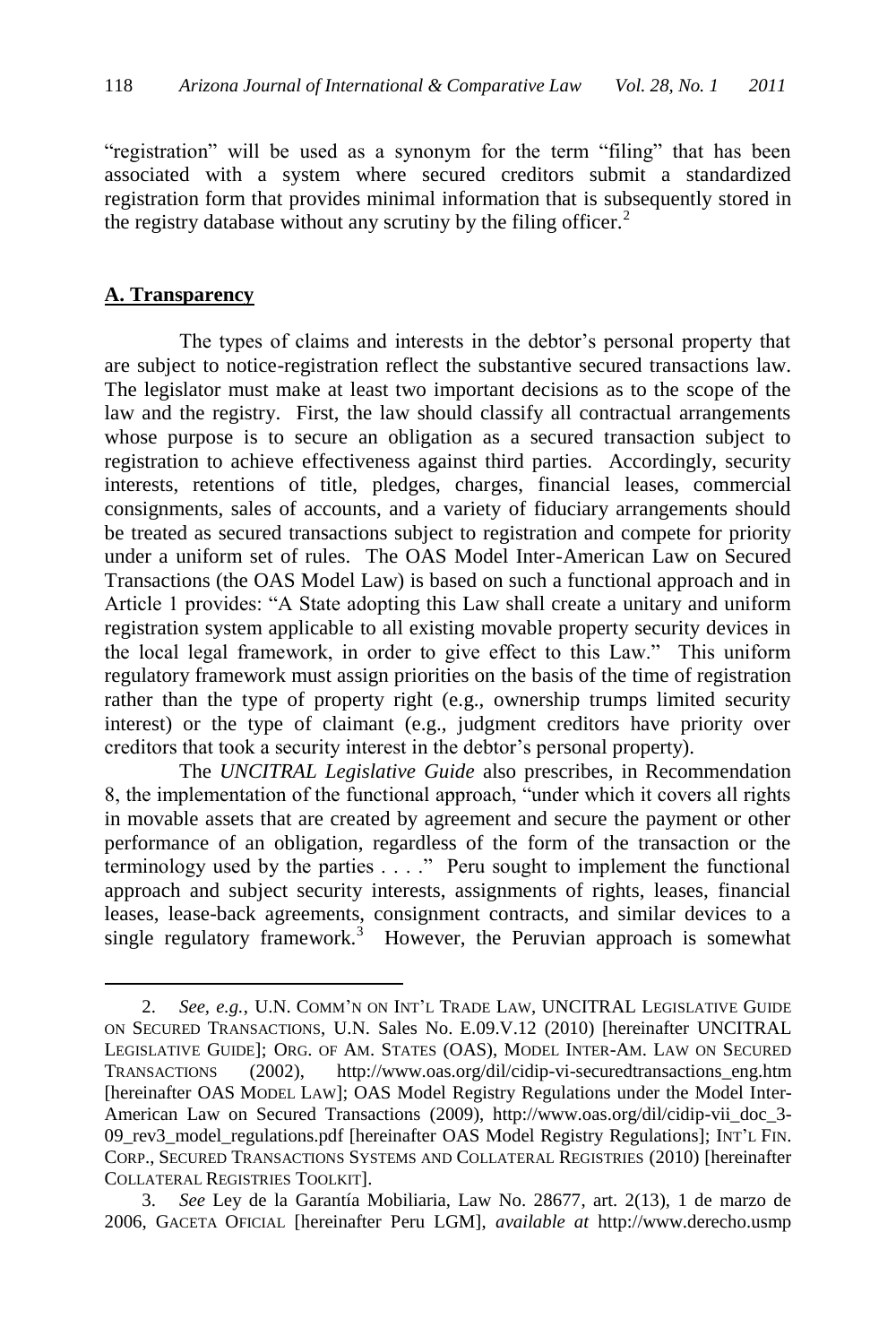"registration" will be used as a synonym for the term "filing" that has been associated with a system where secured creditors submit a standardized registration form that provides minimal information that is subsequently stored in the registry database without any scrutiny by the filing officer.[2]

## A. Transparency

The types of claims and interests in the debtor's personal property that are subject to notice-registration reflect the substantive secured transactions law. The legislator must make at least two important decisions as to the scope of the law and the registry. First, the law should classify all contractual arrangements whose purpose is to secure an obligation as a secured transaction subject to registration to achieve effectiveness against third parties. Accordingly, security interests, retentions of title, pledges, charges, financial leases, commercial consignments, sales of accounts, and a variety of fiduciary arrangements should be treated as secured transactions subject to registration and compete for priority under a uniform set of rules. The OAS Model Inter-American Law on Secured Transactions (the OAS Model Law) is based on such a functional approach and in Article 1 provides: "A State adopting this Law shall create a unitary and uniform registration system applicable to all existing movable property security devices in the local legal framework, in order to give effect to this Law." This uniform regulatory framework must assign priorities on the basis of the time of registration rather than the type of property right (e.g., ownership trumps limited security interest) or the type of claimant (e.g., judgment creditors have priority over creditors that took a security interest in the debtor's personal property).

The *UNCITRAL Legislative Guide* also prescribes, in Recommendation 8, the implementation of the functional approach, "under which it covers all rights in movable assets that are created by agreement and secure the payment or other performance of an obligation, regardless of the form of the transaction or the terminology used by the parties . . . ." Peru sought to implement the functional approach and subject security interests, assignments of rights, leases, financial leases, lease-back agreements, consignment contracts, and similar devices to a single regulatory framework.[3] However, the Peruvian approach is somewhat

---

2. *See, e.g.*, U.N. COMM'N ON INT'L TRADE LAW, UNCITRAL LEGISLATIVE GUIDE ON SECURED TRANSACTIONS, U.N. Sales No. E.09.V.12 (2010) [hereinafter UNCITRAL LEGISLATIVE GUIDE]; ORG. OF AM. STATES (OAS), MODEL INTER-AM. LAW ON SECURED TRANSACTIONS (2002), http://www.oas.org/dil/cidip-vi-securedtransactions_eng.htm [hereinafter OAS MODEL LAW]; OAS Model Registry Regulations under the Model Inter-American Law on Secured Transactions (2009), http://www.oas.org/dil/cidip-vii_doc_3-09_rev3_model_regulations.pdf [hereinafter OAS Model Registry Regulations]; INT'L FIN. CORP., SECURED TRANSACTIONS SYSTEMS AND COLLATERAL REGISTRIES (2010) [hereinafter COLLATERAL REGISTRIES TOOLKIT].

3. *See* Ley de la Garantía Mobiliaria, Law No. 28677, art. 2(13), 1 de marzo de 2006, GACETA OFICIAL [hereinafter Peru LGM], *available at* http://www.derecho.usmp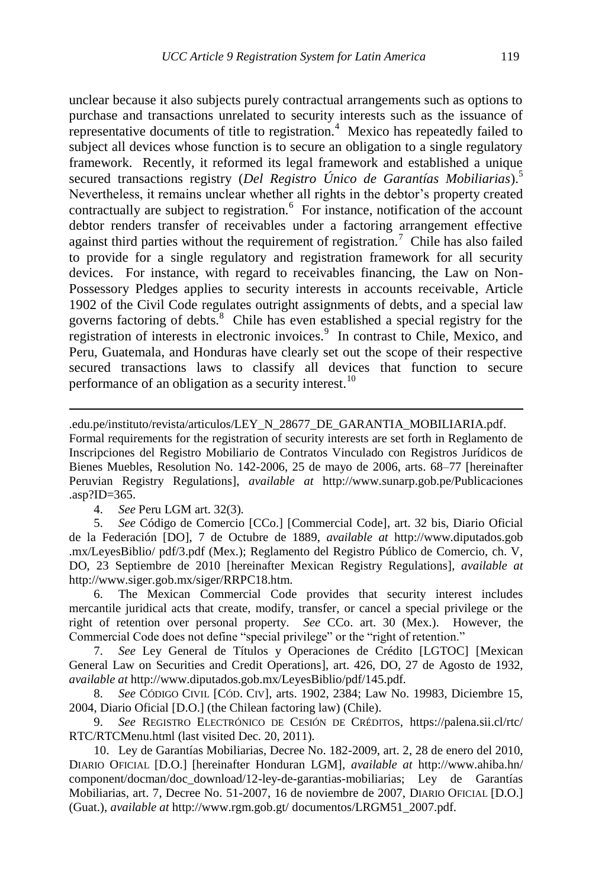unclear because it also subjects purely contractual arrangements such as options to purchase and transactions unrelated to security interests such as the issuance of representative documents of title to registration.[4] Mexico has repeatedly failed to subject all devices whose function is to secure an obligation to a single regulatory framework. Recently, it reformed its legal framework and established a unique secured transactions registry (*Del Registro Único de Garantías Mobiliarias*).[5] Nevertheless, it remains unclear whether all rights in the debtor's property created contractually are subject to registration.[6] For instance, notification of the account debtor renders transfer of receivables under a factoring arrangement effective against third parties without the requirement of registration.[7] Chile has also failed to provide for a single regulatory and registration framework for all security devices. For instance, with regard to receivables financing, the Law on Non-Possessory Pledges applies to security interests in accounts receivable, Article 1902 of the Civil Code regulates outright assignments of debts, and a special law governs factoring of debts.[8] Chile has even established a special registry for the registration of interests in electronic invoices.[9] In contrast to Chile, Mexico, and Peru, Guatemala, and Honduras have clearly set out the scope of their respective secured transactions laws to classify all devices that function to secure performance of an obligation as a security interest.[10]

---

.edu.pe/instituto/revista/articulos/LEY_N_28677_DE_GARANTIA_MOBILIARIA.pdf. Formal requirements for the registration of security interests are set forth in Reglamento de Inscripciones del Registro Mobiliario de Contratos Vinculado con Registros Jurídicos de Bienes Muebles, Resolution No. 142-2006, 25 de mayo de 2006, arts. 68–77 [hereinafter Peruvian Registry Regulations], *available at* http://www.sunarp.gob.pe/Publicaciones.asp?ID=365.

4. *See* Peru LGM art. 32(3).

5. *See* Código de Comercio [CCo.] [Commercial Code], art. 32 bis, Diario Oficial de la Federación [DO], 7 de Octubre de 1889, *available at* http://www.diputados.gob.mx/LeyesBiblio/ pdf/3.pdf (Mex.); Reglamento del Registro Público de Comercio, ch. V, DO, 23 Septiembre de 2010 [hereinafter Mexican Registry Regulations], *available at* http://www.siger.gob.mx/siger/RRPC18.htm.

6. The Mexican Commercial Code provides that security interest includes mercantile juridical acts that create, modify, transfer, or cancel a special privilege or the right of retention over personal property. *See* CCo. art. 30 (Mex.). However, the Commercial Code does not define "special privilege" or the "right of retention."

7. *See* Ley General de Títulos y Operaciones de Crédito [LGTOC] [Mexican General Law on Securities and Credit Operations], art. 426, DO, 27 de Agosto de 1932, *available at* http://www.diputados.gob.mx/LeyesBiblio/pdf/145.pdf.

8. *See* CÓDIGO CIVIL [CÓD. CIV], arts. 1902, 2384; Law No. 19983, Diciembre 15, 2004, Diario Oficial [D.O.] (the Chilean factoring law) (Chile).

9. *See* REGISTRO ELECTRÓNICO DE CESIÓN DE CRÉDITOS, https://palena.sii.cl/rtc/RTC/RTCMenu.html (last visited Dec. 20, 2011).

10. Ley de Garantías Mobiliarias, Decree No. 182-2009, art. 2, 28 de enero del 2010, DIARIO OFICIAL [D.O.] [hereinafter Honduran LGM], *available at* http://www.ahiba.hn/component/docman/doc_download/12-ley-de-garantias-mobiliarias; Ley de Garantías Mobiliarias, art. 7, Decree No. 51-2007, 16 de noviembre de 2007, DIARIO OFICIAL [D.O.] (Guat.), *available at* http://www.rgm.gob.gt/ documentos/LRGM51_2007.pdf.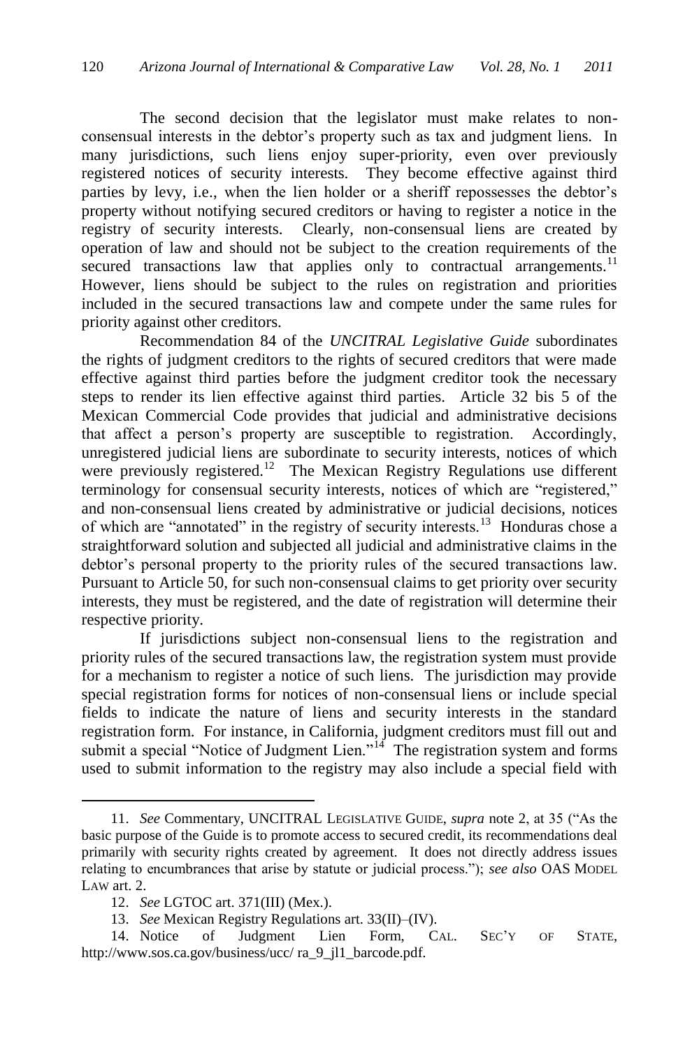The second decision that the legislator must make relates to non-consensual interests in the debtor's property such as tax and judgment liens. In many jurisdictions, such liens enjoy super-priority, even over previously registered notices of security interests. They become effective against third parties by levy, i.e., when the lien holder or a sheriff repossesses the debtor's property without notifying secured creditors or having to register a notice in the registry of security interests. Clearly, non-consensual liens are created by operation of law and should not be subject to the creation requirements of the secured transactions law that applies only to contractual arrangements.[11] However, liens should be subject to the rules on registration and priorities included in the secured transactions law and compete under the same rules for priority against other creditors.

Recommendation 84 of the *UNCITRAL Legislative Guide* subordinates the rights of judgment creditors to the rights of secured creditors that were made effective against third parties before the judgment creditor took the necessary steps to render its lien effective against third parties. Article 32 bis 5 of the Mexican Commercial Code provides that judicial and administrative decisions that affect a person's property are susceptible to registration. Accordingly, unregistered judicial liens are subordinate to security interests, notices of which were previously registered.[12] The Mexican Registry Regulations use different terminology for consensual security interests, notices of which are "registered," and non-consensual liens created by administrative or judicial decisions, notices of which are "annotated" in the registry of security interests.[13] Honduras chose a straightforward solution and subjected all judicial and administrative claims in the debtor's personal property to the priority rules of the secured transactions law. Pursuant to Article 50, for such non-consensual claims to get priority over security interests, they must be registered, and the date of registration will determine their respective priority.

If jurisdictions subject non-consensual liens to the registration and priority rules of the secured transactions law, the registration system must provide for a mechanism to register a notice of such liens. The jurisdiction may provide special registration forms for notices of non-consensual liens or include special fields to indicate the nature of liens and security interests in the standard registration form. For instance, in California, judgment creditors must fill out and submit a special "Notice of Judgment Lien."[14] The registration system and forms used to submit information to the registry may also include a special field with

---

11. *See* Commentary, UNCITRAL LEGISLATIVE GUIDE, *supra* note 2, at 35 ("As the basic purpose of the Guide is to promote access to secured credit, its recommendations deal primarily with security rights created by agreement. It does not directly address issues relating to encumbrances that arise by statute or judicial process."); *see also* OAS MODEL LAW art. 2.

12. *See* LGTOC art. 371(III) (Mex.).

13. *See* Mexican Registry Regulations art. 33(II)–(IV).

14. Notice of Judgment Lien Form, CAL. SEC'Y OF STATE, http://www.sos.ca.gov/business/ucc/ ra_9_jl1_barcode.pdf.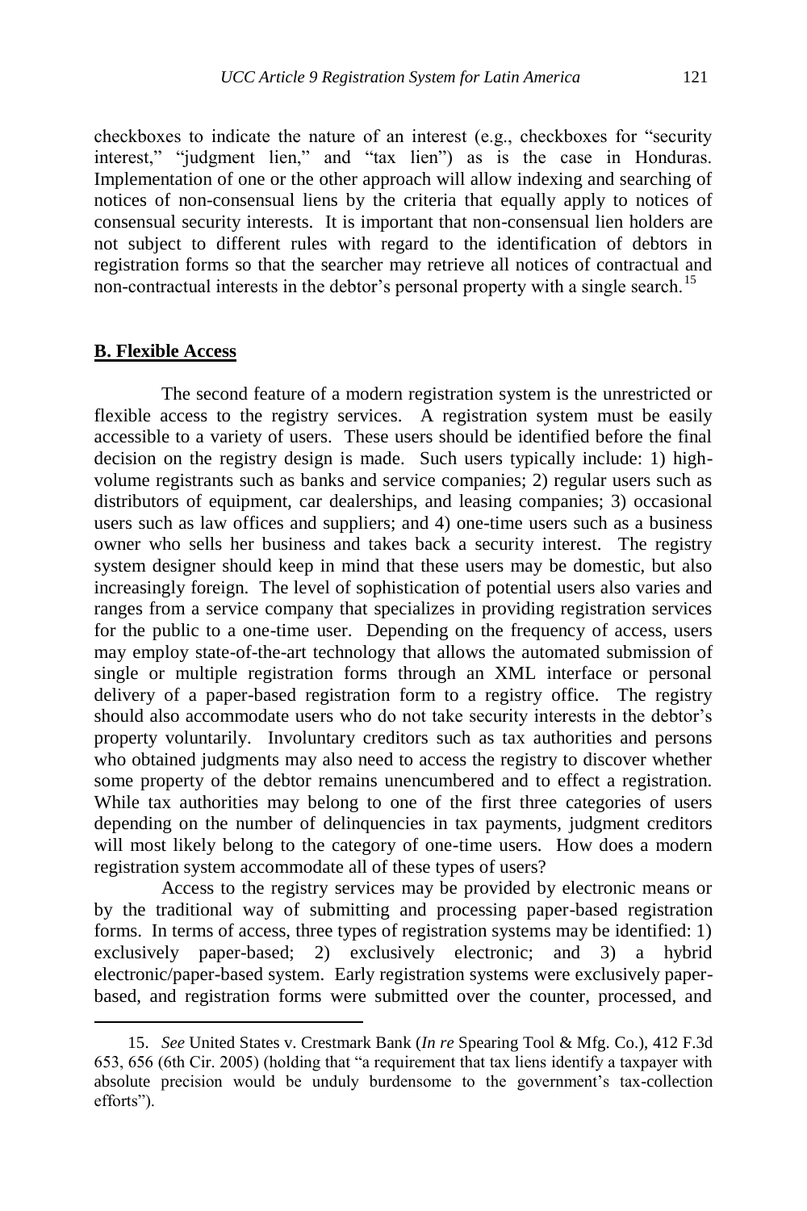checkboxes to indicate the nature of an interest (e.g., checkboxes for "security interest," "judgment lien," and "tax lien") as is the case in Honduras. Implementation of one or the other approach will allow indexing and searching of notices of non-consensual liens by the criteria that equally apply to notices of consensual security interests. It is important that non-consensual lien holders are not subject to different rules with regard to the identification of debtors in registration forms so that the searcher may retrieve all notices of contractual and non-contractual interests in the debtor's personal property with a single search.[15]

## B. Flexible Access

The second feature of a modern registration system is the unrestricted or flexible access to the registry services. A registration system must be easily accessible to a variety of users. These users should be identified before the final decision on the registry design is made. Such users typically include: 1) high-volume registrants such as banks and service companies; 2) regular users such as distributors of equipment, car dealerships, and leasing companies; 3) occasional users such as law offices and suppliers; and 4) one-time users such as a business owner who sells her business and takes back a security interest. The registry system designer should keep in mind that these users may be domestic, but also increasingly foreign. The level of sophistication of potential users also varies and ranges from a service company that specializes in providing registration services for the public to a one-time user. Depending on the frequency of access, users may employ state-of-the-art technology that allows the automated submission of single or multiple registration forms through an XML interface or personal delivery of a paper-based registration form to a registry office. The registry should also accommodate users who do not take security interests in the debtor's property voluntarily. Involuntary creditors such as tax authorities and persons who obtained judgments may also need to access the registry to discover whether some property of the debtor remains unencumbered and to effect a registration. While tax authorities may belong to one of the first three categories of users depending on the number of delinquencies in tax payments, judgment creditors will most likely belong to the category of one-time users. How does a modern registration system accommodate all of these types of users?

Access to the registry services may be provided by electronic means or by the traditional way of submitting and processing paper-based registration forms. In terms of access, three types of registration systems may be identified: 1) exclusively paper-based; 2) exclusively electronic; and 3) a hybrid electronic/paper-based system. Early registration systems were exclusively paper-based, and registration forms were submitted over the counter, processed, and

---

15. *See* United States v. Crestmark Bank (*In re* Spearing Tool & Mfg. Co.), 412 F.3d 653, 656 (6th Cir. 2005) (holding that "a requirement that tax liens identify a taxpayer with absolute precision would be unduly burdensome to the government's tax-collection efforts").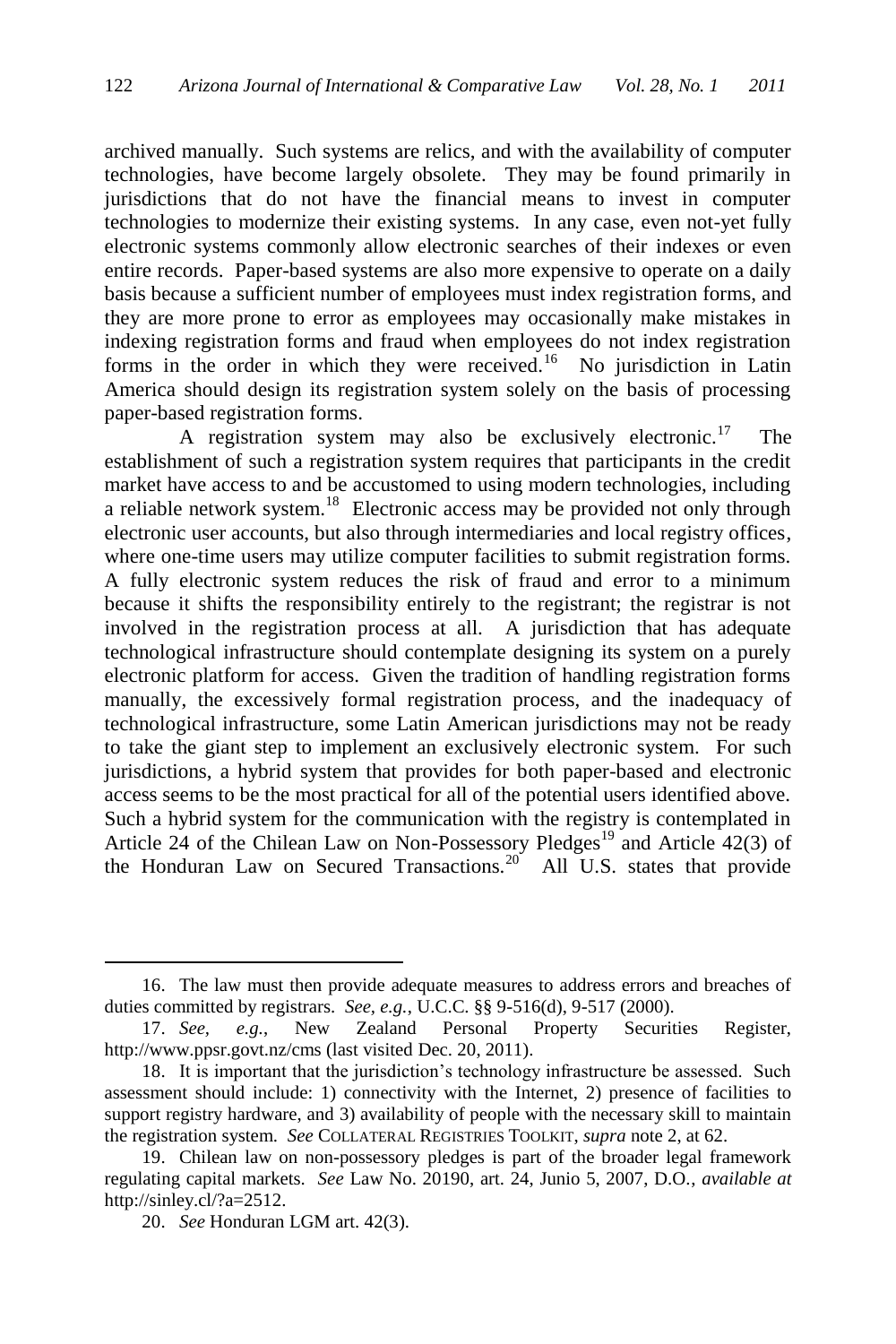archived manually. Such systems are relics, and with the availability of computer technologies, have become largely obsolete. They may be found primarily in jurisdictions that do not have the financial means to invest in computer technologies to modernize their existing systems. In any case, even not-yet fully electronic systems commonly allow electronic searches of their indexes or even entire records. Paper-based systems are also more expensive to operate on a daily basis because a sufficient number of employees must index registration forms, and they are more prone to error as employees may occasionally make mistakes in indexing registration forms and fraud when employees do not index registration forms in the order in which they were received.[16] No jurisdiction in Latin America should design its registration system solely on the basis of processing paper-based registration forms.

A registration system may also be exclusively electronic.[17] The establishment of such a registration system requires that participants in the credit market have access to and be accustomed to using modern technologies, including a reliable network system.[18] Electronic access may be provided not only through electronic user accounts, but also through intermediaries and local registry offices, where one-time users may utilize computer facilities to submit registration forms. A fully electronic system reduces the risk of fraud and error to a minimum because it shifts the responsibility entirely to the registrant; the registrar is not involved in the registration process at all. A jurisdiction that has adequate technological infrastructure should contemplate designing its system on a purely electronic platform for access. Given the tradition of handling registration forms manually, the excessively formal registration process, and the inadequacy of technological infrastructure, some Latin American jurisdictions may not be ready to take the giant step to implement an exclusively electronic system. For such jurisdictions, a hybrid system that provides for both paper-based and electronic access seems to be the most practical for all of the potential users identified above. Such a hybrid system for the communication with the registry is contemplated in Article 24 of the Chilean Law on Non-Possessory Pledges[19] and Article 42(3) of the Honduran Law on Secured Transactions.[20] All U.S. states that provide

---

16. The law must then provide adequate measures to address errors and breaches of duties committed by registrars. *See, e.g.*, U.C.C. §§ 9-516(d), 9-517 (2000).

17. *See, e.g.*, New Zealand Personal Property Securities Register, http://www.ppsr.govt.nz/cms (last visited Dec. 20, 2011).

18. It is important that the jurisdiction's technology infrastructure be assessed. Such assessment should include: 1) connectivity with the Internet, 2) presence of facilities to support registry hardware, and 3) availability of people with the necessary skill to maintain the registration system. *See* COLLATERAL REGISTRIES TOOLKIT, *supra* note 2, at 62.

19. Chilean law on non-possessory pledges is part of the broader legal framework regulating capital markets. *See* Law No. 20190, art. 24, Junio 5, 2007, D.O., *available at* http://sinley.cl/?a=2512.

20. *See* Honduran LGM art. 42(3).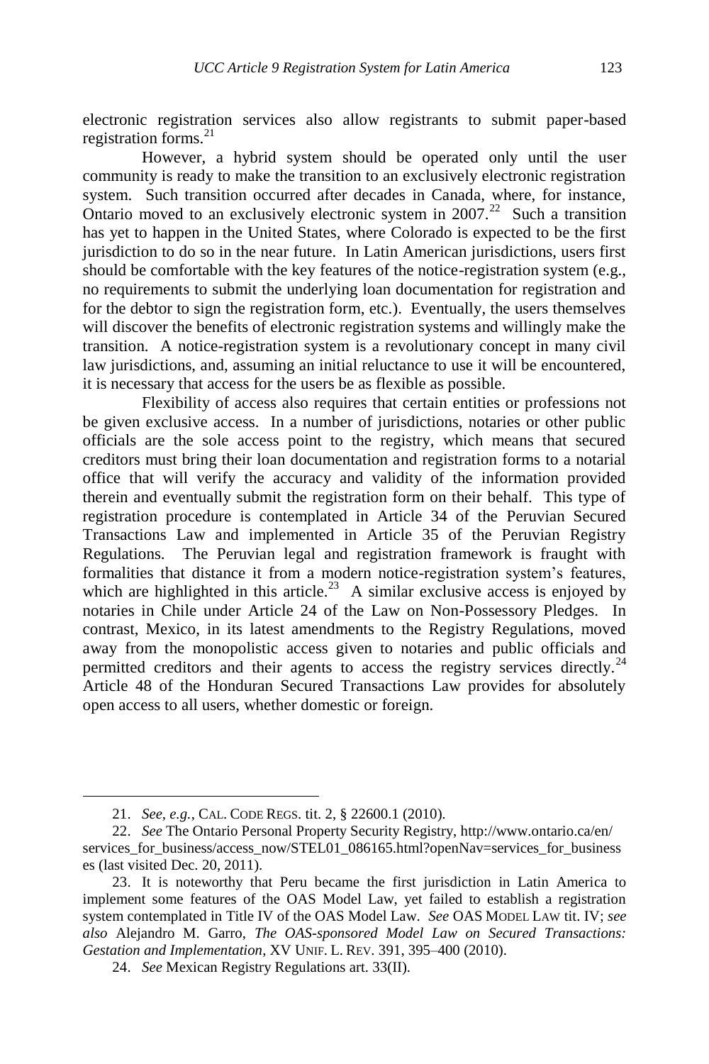electronic registration services also allow registrants to submit paper-based registration forms.[21]

However, a hybrid system should be operated only until the user community is ready to make the transition to an exclusively electronic registration system. Such transition occurred after decades in Canada, where, for instance, Ontario moved to an exclusively electronic system in 2007.[22] Such a transition has yet to happen in the United States, where Colorado is expected to be the first jurisdiction to do so in the near future. In Latin American jurisdictions, users first should be comfortable with the key features of the notice-registration system (e.g., no requirements to submit the underlying loan documentation for registration and for the debtor to sign the registration form, etc.). Eventually, the users themselves will discover the benefits of electronic registration systems and willingly make the transition. A notice-registration system is a revolutionary concept in many civil law jurisdictions, and, assuming an initial reluctance to use it will be encountered, it is necessary that access for the users be as flexible as possible.

Flexibility of access also requires that certain entities or professions not be given exclusive access. In a number of jurisdictions, notaries or other public officials are the sole access point to the registry, which means that secured creditors must bring their loan documentation and registration forms to a notarial office that will verify the accuracy and validity of the information provided therein and eventually submit the registration form on their behalf. This type of registration procedure is contemplated in Article 34 of the Peruvian Secured Transactions Law and implemented in Article 35 of the Peruvian Registry Regulations. The Peruvian legal and registration framework is fraught with formalities that distance it from a modern notice-registration system's features, which are highlighted in this article.[23] A similar exclusive access is enjoyed by notaries in Chile under Article 24 of the Law on Non-Possessory Pledges. In contrast, Mexico, in its latest amendments to the Registry Regulations, moved away from the monopolistic access given to notaries and public officials and permitted creditors and their agents to access the registry services directly.[24] Article 48 of the Honduran Secured Transactions Law provides for absolutely open access to all users, whether domestic or foreign.

---

21. *See, e.g.*, CAL. CODE REGS. tit. 2, § 22600.1 (2010).

22. *See* The Ontario Personal Property Security Registry, http://www.ontario.ca/en/services_for_business/access_now/STEL01_086165.html?openNav=services_for_businesses (last visited Dec. 20, 2011).

23. It is noteworthy that Peru became the first jurisdiction in Latin America to implement some features of the OAS Model Law, yet failed to establish a registration system contemplated in Title IV of the OAS Model Law. *See* OAS MODEL LAW tit. IV; *see also* Alejandro M. Garro, *The OAS-sponsored Model Law on Secured Transactions: Gestation and Implementation*, XV UNIF. L. REV. 391, 395–400 (2010).

24. *See* Mexican Registry Regulations art. 33(II).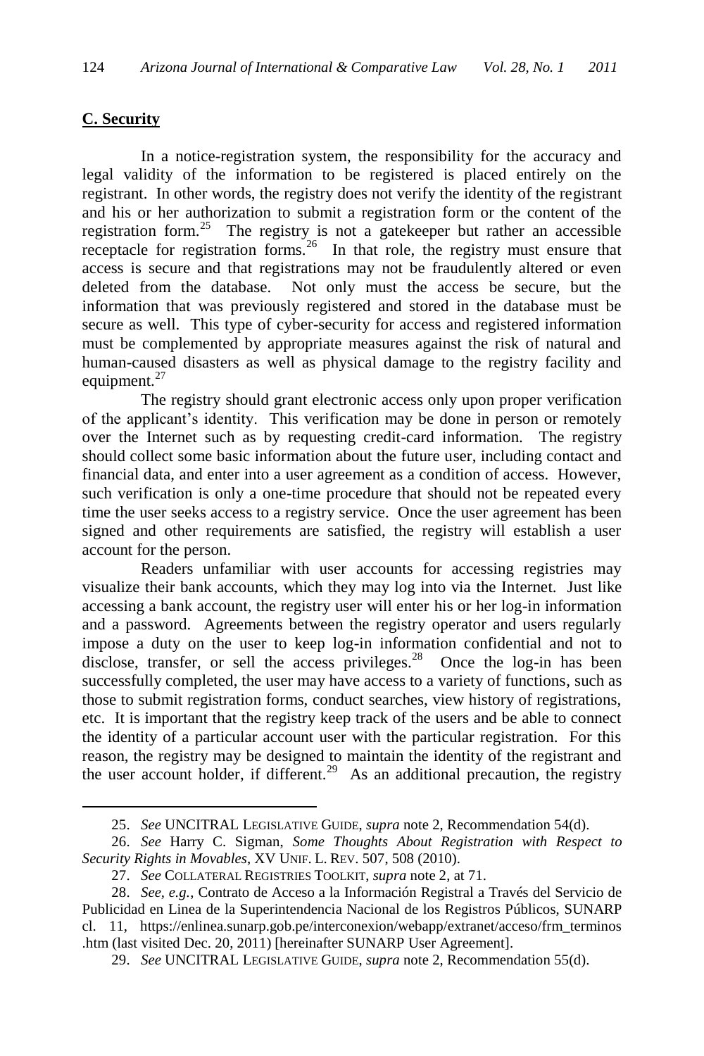## C. Security

In a notice-registration system, the responsibility for the accuracy and legal validity of the information to be registered is placed entirely on the registrant. In other words, the registry does not verify the identity of the registrant and his or her authorization to submit a registration form or the content of the registration form.[25] The registry is not a gatekeeper but rather an accessible receptacle for registration forms.[26] In that role, the registry must ensure that access is secure and that registrations may not be fraudulently altered or even deleted from the database. Not only must the access be secure, but the information that was previously registered and stored in the database must be secure as well. This type of cyber-security for access and registered information must be complemented by appropriate measures against the risk of natural and human-caused disasters as well as physical damage to the registry facility and equipment.[27]

The registry should grant electronic access only upon proper verification of the applicant's identity. This verification may be done in person or remotely over the Internet such as by requesting credit-card information. The registry should collect some basic information about the future user, including contact and financial data, and enter into a user agreement as a condition of access. However, such verification is only a one-time procedure that should not be repeated every time the user seeks access to a registry service. Once the user agreement has been signed and other requirements are satisfied, the registry will establish a user account for the person.

Readers unfamiliar with user accounts for accessing registries may visualize their bank accounts, which they may log into via the Internet. Just like accessing a bank account, the registry user will enter his or her log-in information and a password. Agreements between the registry operator and users regularly impose a duty on the user to keep log-in information confidential and not to disclose, transfer, or sell the access privileges.[28] Once the log-in has been successfully completed, the user may have access to a variety of functions, such as those to submit registration forms, conduct searches, view history of registrations, etc. It is important that the registry keep track of the users and be able to connect the identity of a particular account user with the particular registration. For this reason, the registry may be designed to maintain the identity of the registrant and the user account holder, if different.[29] As an additional precaution, the registry

---

25. *See* UNCITRAL LEGISLATIVE GUIDE, *supra* note 2, Recommendation 54(d).

26. *See* Harry C. Sigman, *Some Thoughts About Registration with Respect to Security Rights in Movables*, XV UNIF. L. REV. 507, 508 (2010).

27. *See* COLLATERAL REGISTRIES TOOLKIT, *supra* note 2, at 71.

28. *See, e.g.*, Contrato de Acceso a la Información Registral a Través del Servicio de Publicidad en Linea de la Superintendencia Nacional de los Registros Públicos, SUNARP cl. 11, https://enlinea.sunarp.gob.pe/interconexion/webapp/extranet/acceso/frm_terminos.htm (last visited Dec. 20, 2011) [hereinafter SUNARP User Agreement].

29. *See* UNCITRAL LEGISLATIVE GUIDE, *supra* note 2, Recommendation 55(d).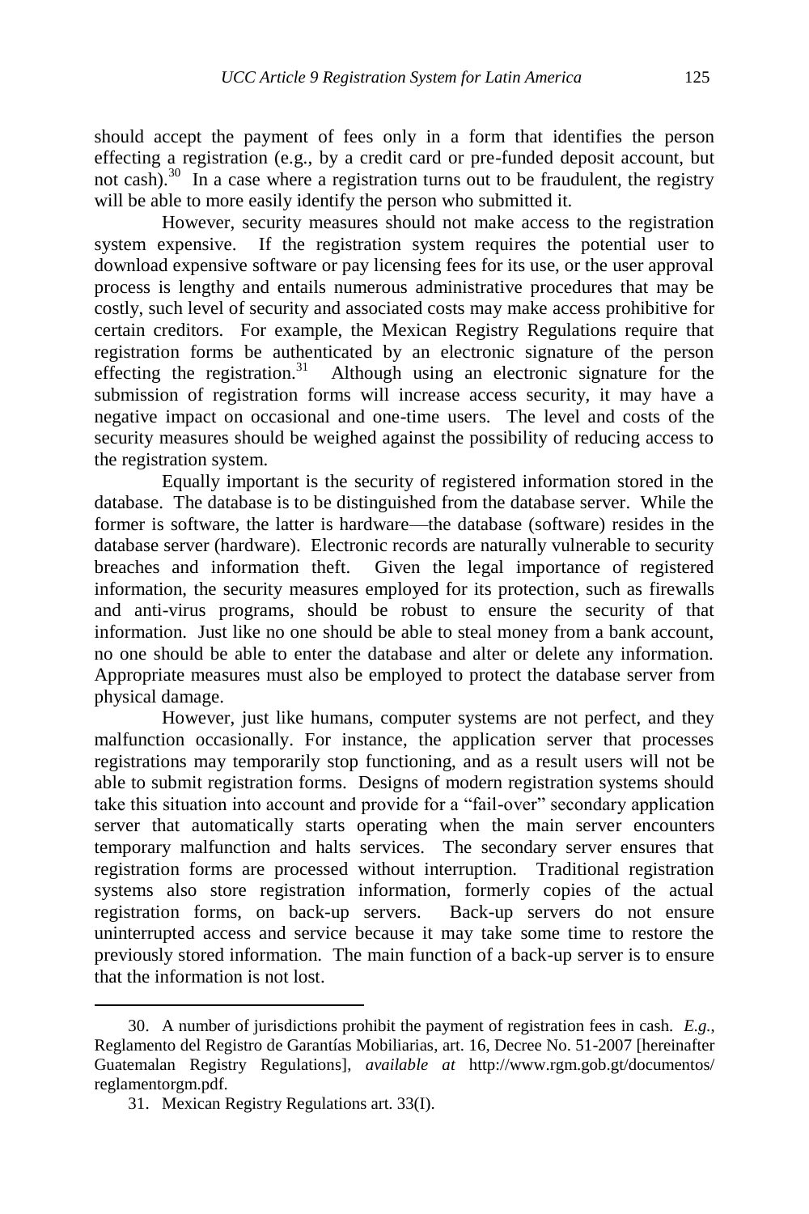should accept the payment of fees only in a form that identifies the person effecting a registration (e.g., by a credit card or pre-funded deposit account, but not cash).[30] In a case where a registration turns out to be fraudulent, the registry will be able to more easily identify the person who submitted it.

However, security measures should not make access to the registration system expensive. If the registration system requires the potential user to download expensive software or pay licensing fees for its use, or the user approval process is lengthy and entails numerous administrative procedures that may be costly, such level of security and associated costs may make access prohibitive for certain creditors. For example, the Mexican Registry Regulations require that registration forms be authenticated by an electronic signature of the person effecting the registration.[31] Although using an electronic signature for the submission of registration forms will increase access security, it may have a negative impact on occasional and one-time users. The level and costs of the security measures should be weighed against the possibility of reducing access to the registration system.

Equally important is the security of registered information stored in the database. The database is to be distinguished from the database server. While the former is software, the latter is hardware—the database (software) resides in the database server (hardware). Electronic records are naturally vulnerable to security breaches and information theft. Given the legal importance of registered information, the security measures employed for its protection, such as firewalls and anti-virus programs, should be robust to ensure the security of that information. Just like no one should be able to steal money from a bank account, no one should be able to enter the database and alter or delete any information. Appropriate measures must also be employed to protect the database server from physical damage.

However, just like humans, computer systems are not perfect, and they malfunction occasionally. For instance, the application server that processes registrations may temporarily stop functioning, and as a result users will not be able to submit registration forms. Designs of modern registration systems should take this situation into account and provide for a "fail-over" secondary application server that automatically starts operating when the main server encounters temporary malfunction and halts services. The secondary server ensures that registration forms are processed without interruption. Traditional registration systems also store registration information, formerly copies of the actual registration forms, on back-up servers. Back-up servers do not ensure uninterrupted access and service because it may take some time to restore the previously stored information. The main function of a back-up server is to ensure that the information is not lost.

---

30. A number of jurisdictions prohibit the payment of registration fees in cash. *E.g.*, Reglamento del Registro de Garantías Mobiliarias, art. 16, Decree No. 51-2007 [hereinafter Guatemalan Registry Regulations], *available at* http://www.rgm.gob.gt/documentos/reglamentorgm.pdf.

31. Mexican Registry Regulations art. 33(I).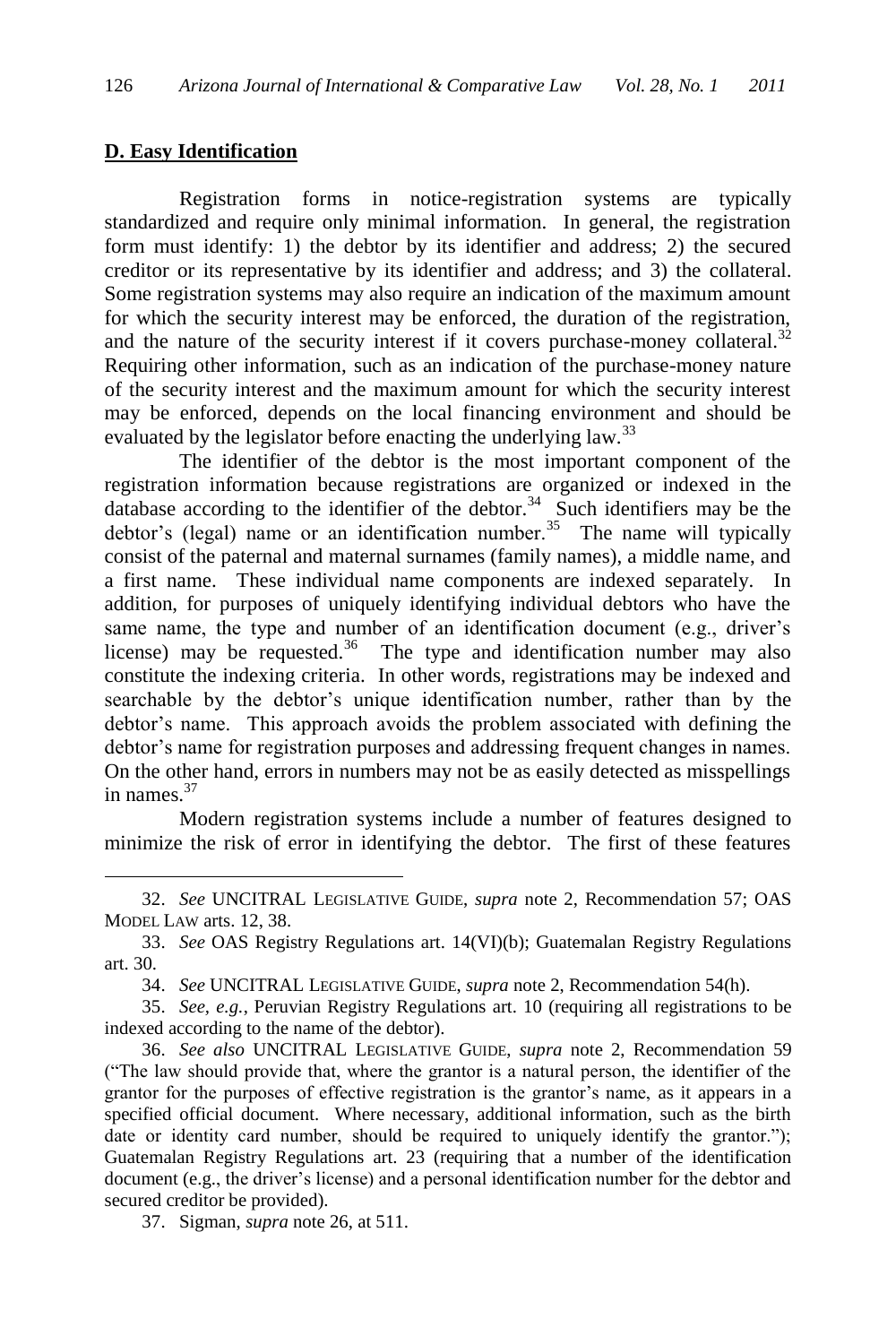## D. Easy Identification

Registration forms in notice-registration systems are typically standardized and require only minimal information. In general, the registration form must identify: 1) the debtor by its identifier and address; 2) the secured creditor or its representative by its identifier and address; and 3) the collateral. Some registration systems may also require an indication of the maximum amount for which the security interest may be enforced, the duration of the registration, and the nature of the security interest if it covers purchase-money collateral.[32] Requiring other information, such as an indication of the purchase-money nature of the security interest and the maximum amount for which the security interest may be enforced, depends on the local financing environment and should be evaluated by the legislator before enacting the underlying law.[33]

The identifier of the debtor is the most important component of the registration information because registrations are organized or indexed in the database according to the identifier of the debtor.[34] Such identifiers may be the debtor's (legal) name or an identification number.[35] The name will typically consist of the paternal and maternal surnames (family names), a middle name, and a first name. These individual name components are indexed separately. In addition, for purposes of uniquely identifying individual debtors who have the same name, the type and number of an identification document (e.g., driver's license) may be requested.[36] The type and identification number may also constitute the indexing criteria. In other words, registrations may be indexed and searchable by the debtor's unique identification number, rather than by the debtor's name. This approach avoids the problem associated with defining the debtor's name for registration purposes and addressing frequent changes in names. On the other hand, errors in numbers may not be as easily detected as misspellings in names.[37]

Modern registration systems include a number of features designed to minimize the risk of error in identifying the debtor. The first of these features

---

32. *See* UNCITRAL LEGISLATIVE GUIDE, *supra* note 2, Recommendation 57; OAS MODEL LAW arts. 12, 38.

33. *See* OAS Registry Regulations art. 14(VI)(b); Guatemalan Registry Regulations art. 30.

34. *See* UNCITRAL LEGISLATIVE GUIDE, *supra* note 2, Recommendation 54(h).

35. *See, e.g.*, Peruvian Registry Regulations art. 10 (requiring all registrations to be indexed according to the name of the debtor).

36. *See also* UNCITRAL LEGISLATIVE GUIDE, *supra* note 2, Recommendation 59 ("The law should provide that, where the grantor is a natural person, the identifier of the grantor for the purposes of effective registration is the grantor's name, as it appears in a specified official document. Where necessary, additional information, such as the birth date or identity card number, should be required to uniquely identify the grantor."); Guatemalan Registry Regulations art. 23 (requiring that a number of the identification document (e.g., the driver's license) and a personal identification number for the debtor and secured creditor be provided).

37. Sigman, *supra* note 26, at 511.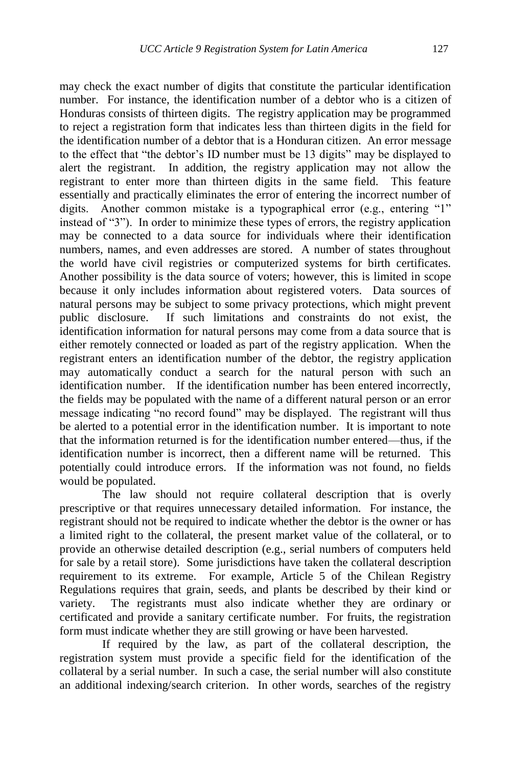may check the exact number of digits that constitute the particular identification number. For instance, the identification number of a debtor who is a citizen of Honduras consists of thirteen digits. The registry application may be programmed to reject a registration form that indicates less than thirteen digits in the field for the identification number of a debtor that is a Honduran citizen. An error message to the effect that "the debtor's ID number must be 13 digits" may be displayed to alert the registrant. In addition, the registry application may not allow the registrant to enter more than thirteen digits in the same field. This feature essentially and practically eliminates the error of entering the incorrect number of digits. Another common mistake is a typographical error (e.g., entering "1" instead of "3"). In order to minimize these types of errors, the registry application may be connected to a data source for individuals where their identification numbers, names, and even addresses are stored. A number of states throughout the world have civil registries or computerized systems for birth certificates. Another possibility is the data source of voters; however, this is limited in scope because it only includes information about registered voters. Data sources of natural persons may be subject to some privacy protections, which might prevent public disclosure. If such limitations and constraints do not exist, the identification information for natural persons may come from a data source that is either remotely connected or loaded as part of the registry application. When the registrant enters an identification number of the debtor, the registry application may automatically conduct a search for the natural person with such an identification number. If the identification number has been entered incorrectly, the fields may be populated with the name of a different natural person or an error message indicating "no record found" may be displayed. The registrant will thus be alerted to a potential error in the identification number. It is important to note that the information returned is for the identification number entered—thus, if the identification number is incorrect, then a different name will be returned. This potentially could introduce errors. If the information was not found, no fields would be populated.

The law should not require collateral description that is overly prescriptive or that requires unnecessary detailed information. For instance, the registrant should not be required to indicate whether the debtor is the owner or has a limited right to the collateral, the present market value of the collateral, or to provide an otherwise detailed description (e.g., serial numbers of computers held for sale by a retail store). Some jurisdictions have taken the collateral description requirement to its extreme. For example, Article 5 of the Chilean Registry Regulations requires that grain, seeds, and plants be described by their kind or variety. The registrants must also indicate whether they are ordinary or certificated and provide a sanitary certificate number. For fruits, the registration form must indicate whether they are still growing or have been harvested.

If required by the law, as part of the collateral description, the registration system must provide a specific field for the identification of the collateral by a serial number. In such a case, the serial number will also constitute an additional indexing/search criterion. In other words, searches of the registry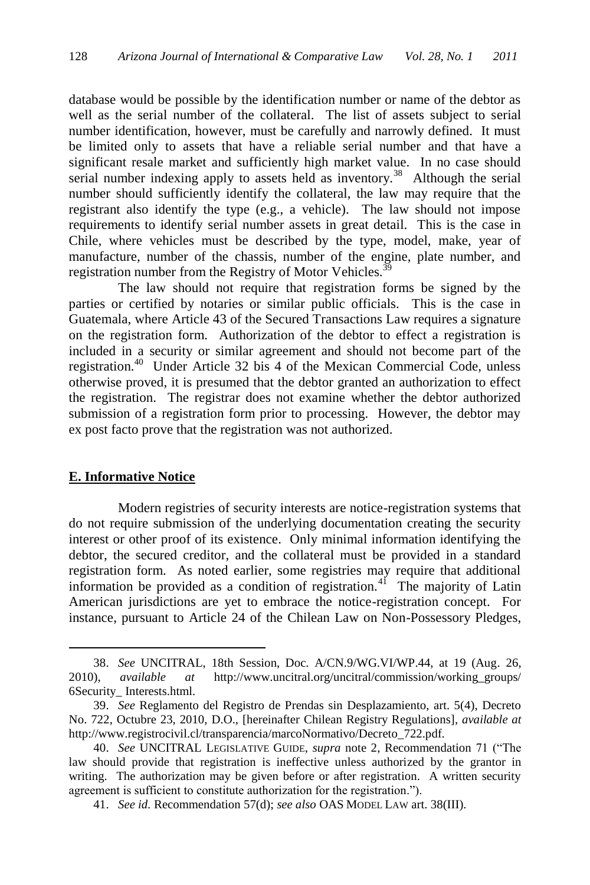database would be possible by the identification number or name of the debtor as well as the serial number of the collateral. The list of assets subject to serial number identification, however, must be carefully and narrowly defined. It must be limited only to assets that have a reliable serial number and that have a significant resale market and sufficiently high market value. In no case should serial number indexing apply to assets held as inventory.[38] Although the serial number should sufficiently identify the collateral, the law may require that the registrant also identify the type (e.g., a vehicle). The law should not impose requirements to identify serial number assets in great detail. This is the case in Chile, where vehicles must be described by the type, model, make, year of manufacture, number of the chassis, number of the engine, plate number, and registration number from the Registry of Motor Vehicles.[39]

The law should not require that registration forms be signed by the parties or certified by notaries or similar public officials. This is the case in Guatemala, where Article 43 of the Secured Transactions Law requires a signature on the registration form. Authorization of the debtor to effect a registration is included in a security or similar agreement and should not become part of the registration.[40] Under Article 32 bis 4 of the Mexican Commercial Code, unless otherwise proved, it is presumed that the debtor granted an authorization to effect the registration. The registrar does not examine whether the debtor authorized submission of a registration form prior to processing. However, the debtor may ex post facto prove that the registration was not authorized.

## E. Informative Notice

Modern registries of security interests are notice-registration systems that do not require submission of the underlying documentation creating the security interest or other proof of its existence. Only minimal information identifying the debtor, the secured creditor, and the collateral must be provided in a standard registration form. As noted earlier, some registries may require that additional information be provided as a condition of registration.[41] The majority of Latin American jurisdictions are yet to embrace the notice-registration concept. For instance, pursuant to Article 24 of the Chilean Law on Non-Possessory Pledges,

---

38. *See* UNCITRAL, 18th Session, Doc. A/CN.9/WG.VI/WP.44, at 19 (Aug. 26, 2010), *available at* http://www.uncitral.org/uncitral/commission/working_groups/6Security_Interests.html.

39. *See* Reglamento del Registro de Prendas sin Desplazamiento, art. 5(4), Decreto No. 722, Octubre 23, 2010, D.O., [hereinafter Chilean Registry Regulations], *available at* http://www.registrocivil.cl/transparencia/marcoNormativo/Decreto_722.pdf.

40. *See* UNCITRAL LEGISLATIVE GUIDE, *supra* note 2, Recommendation 71 ("The law should provide that registration is ineffective unless authorized by the grantor in writing. The authorization may be given before or after registration. A written security agreement is sufficient to constitute authorization for the registration.").

41. *See id.* Recommendation 57(d); *see also* OAS MODEL LAW art. 38(III).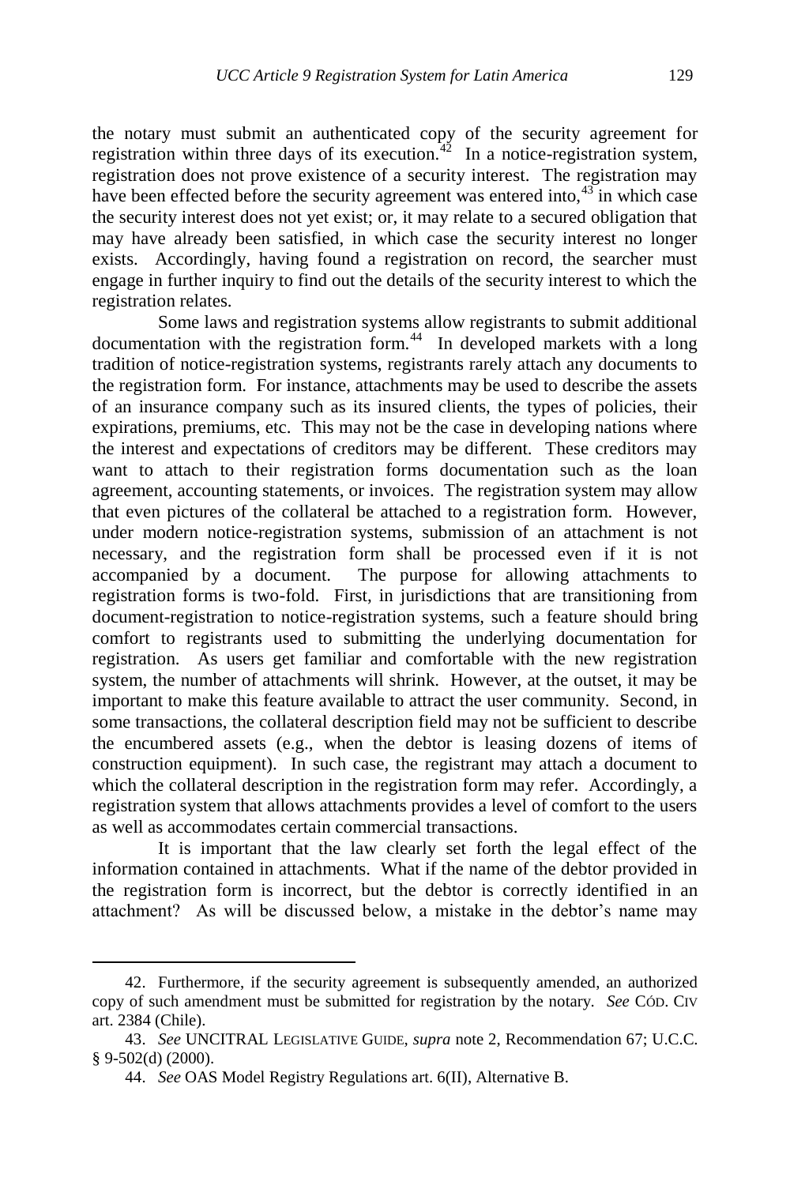the notary must submit an authenticated copy of the security agreement for registration within three days of its execution.[42] In a notice-registration system, registration does not prove existence of a security interest. The registration may have been effected before the security agreement was entered into,[43] in which case the security interest does not yet exist; or, it may relate to a secured obligation that may have already been satisfied, in which case the security interest no longer exists. Accordingly, having found a registration on record, the searcher must engage in further inquiry to find out the details of the security interest to which the registration relates.

Some laws and registration systems allow registrants to submit additional documentation with the registration form.[44] In developed markets with a long tradition of notice-registration systems, registrants rarely attach any documents to the registration form. For instance, attachments may be used to describe the assets of an insurance company such as its insured clients, the types of policies, their expirations, premiums, etc. This may not be the case in developing nations where the interest and expectations of creditors may be different. These creditors may want to attach to their registration forms documentation such as the loan agreement, accounting statements, or invoices. The registration system may allow that even pictures of the collateral be attached to a registration form. However, under modern notice-registration systems, submission of an attachment is not necessary, and the registration form shall be processed even if it is not accompanied by a document. The purpose for allowing attachments to registration forms is two-fold. First, in jurisdictions that are transitioning from document-registration to notice-registration systems, such a feature should bring comfort to registrants used to submitting the underlying documentation for registration. As users get familiar and comfortable with the new registration system, the number of attachments will shrink. However, at the outset, it may be important to make this feature available to attract the user community. Second, in some transactions, the collateral description field may not be sufficient to describe the encumbered assets (e.g., when the debtor is leasing dozens of items of construction equipment). In such case, the registrant may attach a document to which the collateral description in the registration form may refer. Accordingly, a registration system that allows attachments provides a level of comfort to the users as well as accommodates certain commercial transactions.

It is important that the law clearly set forth the legal effect of the information contained in attachments. What if the name of the debtor provided in the registration form is incorrect, but the debtor is correctly identified in an attachment? As will be discussed below, a mistake in the debtor's name may

---

42. Furthermore, if the security agreement is subsequently amended, an authorized copy of such amendment must be submitted for registration by the notary. *See* CÓD. CIV art. 2384 (Chile).

43. *See* UNCITRAL LEGISLATIVE GUIDE, *supra* note 2, Recommendation 67; U.C.C. § 9-502(d) (2000).

44. *See* OAS Model Registry Regulations art. 6(II), Alternative B.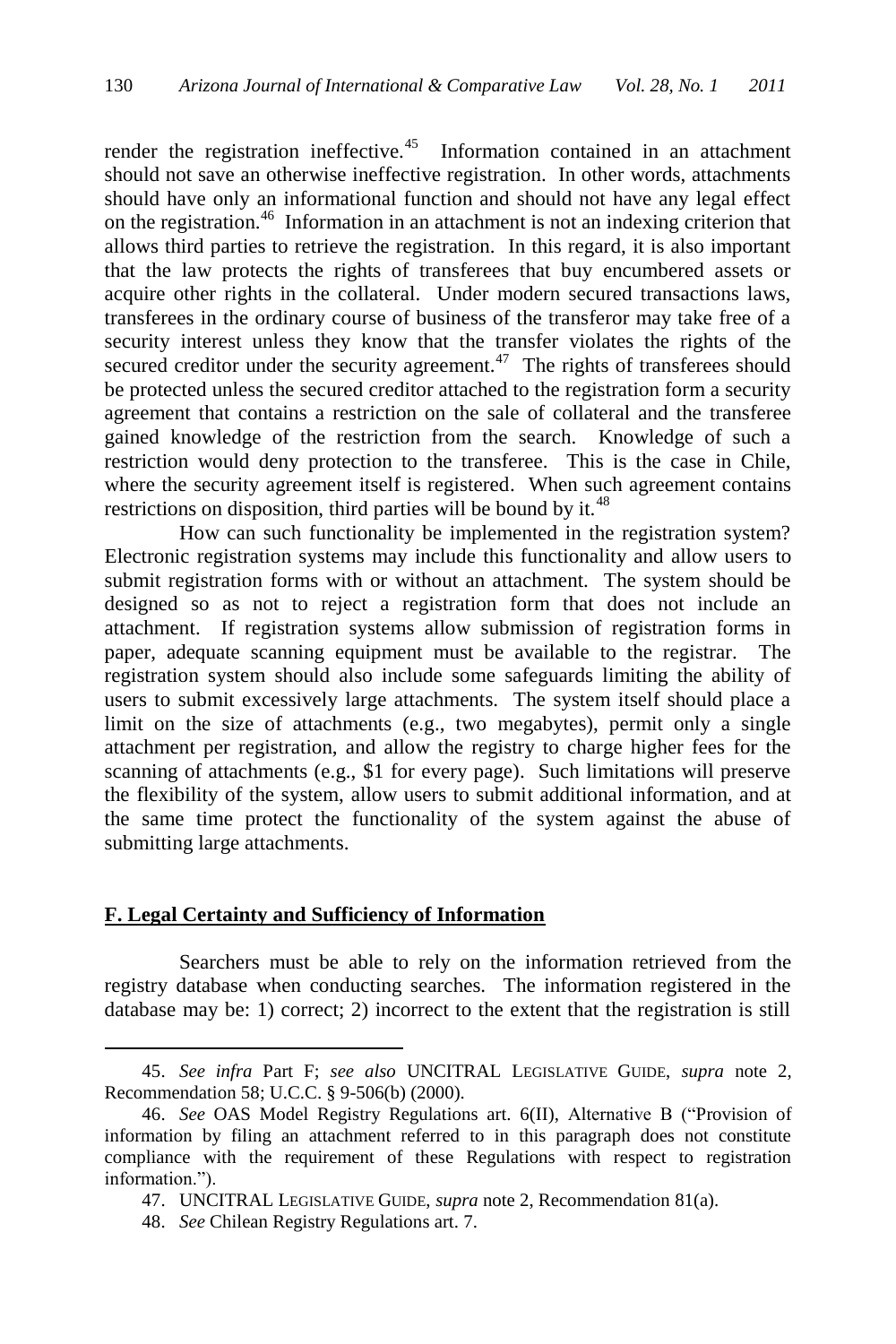render the registration ineffective.[45] Information contained in an attachment should not save an otherwise ineffective registration. In other words, attachments should have only an informational function and should not have any legal effect on the registration.[46] Information in an attachment is not an indexing criterion that allows third parties to retrieve the registration. In this regard, it is also important that the law protects the rights of transferees that buy encumbered assets or acquire other rights in the collateral. Under modern secured transactions laws, transferees in the ordinary course of business of the transferor may take free of a security interest unless they know that the transfer violates the rights of the secured creditor under the security agreement.[47] The rights of transferees should be protected unless the secured creditor attached to the registration form a security agreement that contains a restriction on the sale of collateral and the transferee gained knowledge of the restriction from the search. Knowledge of such a restriction would deny protection to the transferee. This is the case in Chile, where the security agreement itself is registered. When such agreement contains restrictions on disposition, third parties will be bound by it.[48]

How can such functionality be implemented in the registration system? Electronic registration systems may include this functionality and allow users to submit registration forms with or without an attachment. The system should be designed so as not to reject a registration form that does not include an attachment. If registration systems allow submission of registration forms in paper, adequate scanning equipment must be available to the registrar. The registration system should also include some safeguards limiting the ability of users to submit excessively large attachments. The system itself should place a limit on the size of attachments (e.g., two megabytes), permit only a single attachment per registration, and allow the registry to charge higher fees for the scanning of attachments (e.g., $1 for every page). Such limitations will preserve the flexibility of the system, allow users to submit additional information, and at the same time protect the functionality of the system against the abuse of submitting large attachments.

## **F. Legal Certainty and Sufficiency of Information**

Searchers must be able to rely on the information retrieved from the registry database when conducting searches. The information registered in the database may be: 1) correct; 2) incorrect to the extent that the registration is still

---

45. *See infra* Part F; *see also* UNCITRAL LEGISLATIVE GUIDE, *supra* note 2, Recommendation 58; U.C.C. § 9-506(b) (2000).

46. *See* OAS Model Registry Regulations art. 6(II), Alternative B ("Provision of information by filing an attachment referred to in this paragraph does not constitute compliance with the requirement of these Regulations with respect to registration information.").

47. UNCITRAL LEGISLATIVE GUIDE, *supra* note 2, Recommendation 81(a).

48. *See* Chilean Registry Regulations art. 7.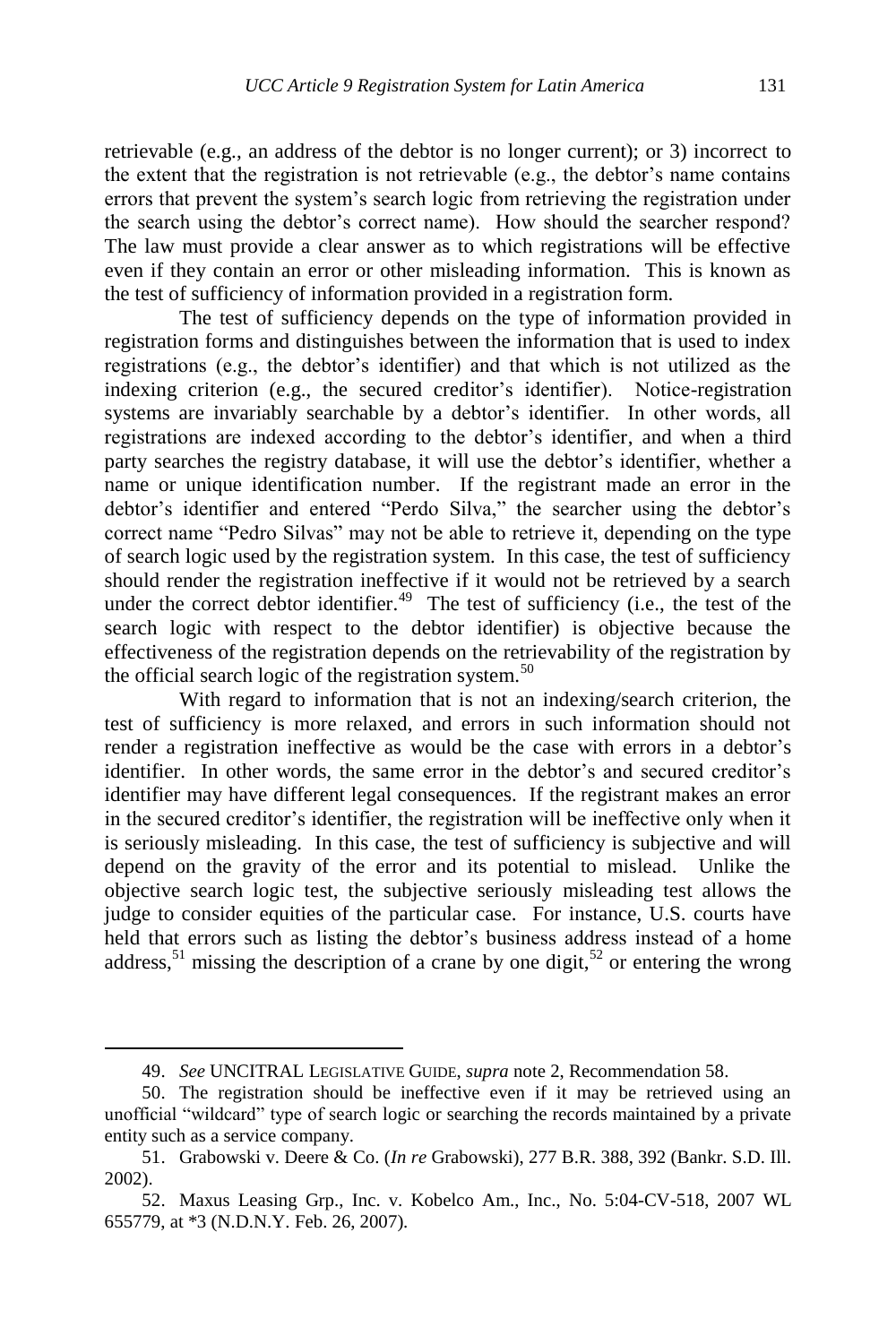retrievable (e.g., an address of the debtor is no longer current); or 3) incorrect to the extent that the registration is not retrievable (e.g., the debtor's name contains errors that prevent the system's search logic from retrieving the registration under the search using the debtor's correct name). How should the searcher respond? The law must provide a clear answer as to which registrations will be effective even if they contain an error or other misleading information. This is known as the test of sufficiency of information provided in a registration form.

The test of sufficiency depends on the type of information provided in registration forms and distinguishes between the information that is used to index registrations (e.g., the debtor's identifier) and that which is not utilized as the indexing criterion (e.g., the secured creditor's identifier). Notice-registration systems are invariably searchable by a debtor's identifier. In other words, all registrations are indexed according to the debtor's identifier, and when a third party searches the registry database, it will use the debtor's identifier, whether a name or unique identification number. If the registrant made an error in the debtor's identifier and entered "Perdo Silva," the searcher using the debtor's correct name "Pedro Silvas" may not be able to retrieve it, depending on the type of search logic used by the registration system. In this case, the test of sufficiency should render the registration ineffective if it would not be retrieved by a search under the correct debtor identifier.[49] The test of sufficiency (i.e., the test of the search logic with respect to the debtor identifier) is objective because the effectiveness of the registration depends on the retrievability of the registration by the official search logic of the registration system.[50]

With regard to information that is not an indexing/search criterion, the test of sufficiency is more relaxed, and errors in such information should not render a registration ineffective as would be the case with errors in a debtor's identifier. In other words, the same error in the debtor's and secured creditor's identifier may have different legal consequences. If the registrant makes an error in the secured creditor's identifier, the registration will be ineffective only when it is seriously misleading. In this case, the test of sufficiency is subjective and will depend on the gravity of the error and its potential to mislead. Unlike the objective search logic test, the subjective seriously misleading test allows the judge to consider equities of the particular case. For instance, U.S. courts have held that errors such as listing the debtor's business address instead of a home address,[51] missing the description of a crane by one digit,[52] or entering the wrong

---

49. *See* UNCITRAL LEGISLATIVE GUIDE, *supra* note 2, Recommendation 58.

50. The registration should be ineffective even if it may be retrieved using an unofficial "wildcard" type of search logic or searching the records maintained by a private entity such as a service company.

51. Grabowski v. Deere & Co. (*In re* Grabowski), 277 B.R. 388, 392 (Bankr. S.D. Ill. 2002).

52. Maxus Leasing Grp., Inc. v. Kobelco Am., Inc., No. 5:04-CV-518, 2007 WL 655779, at *3 (N.D.N.Y. Feb. 26, 2007).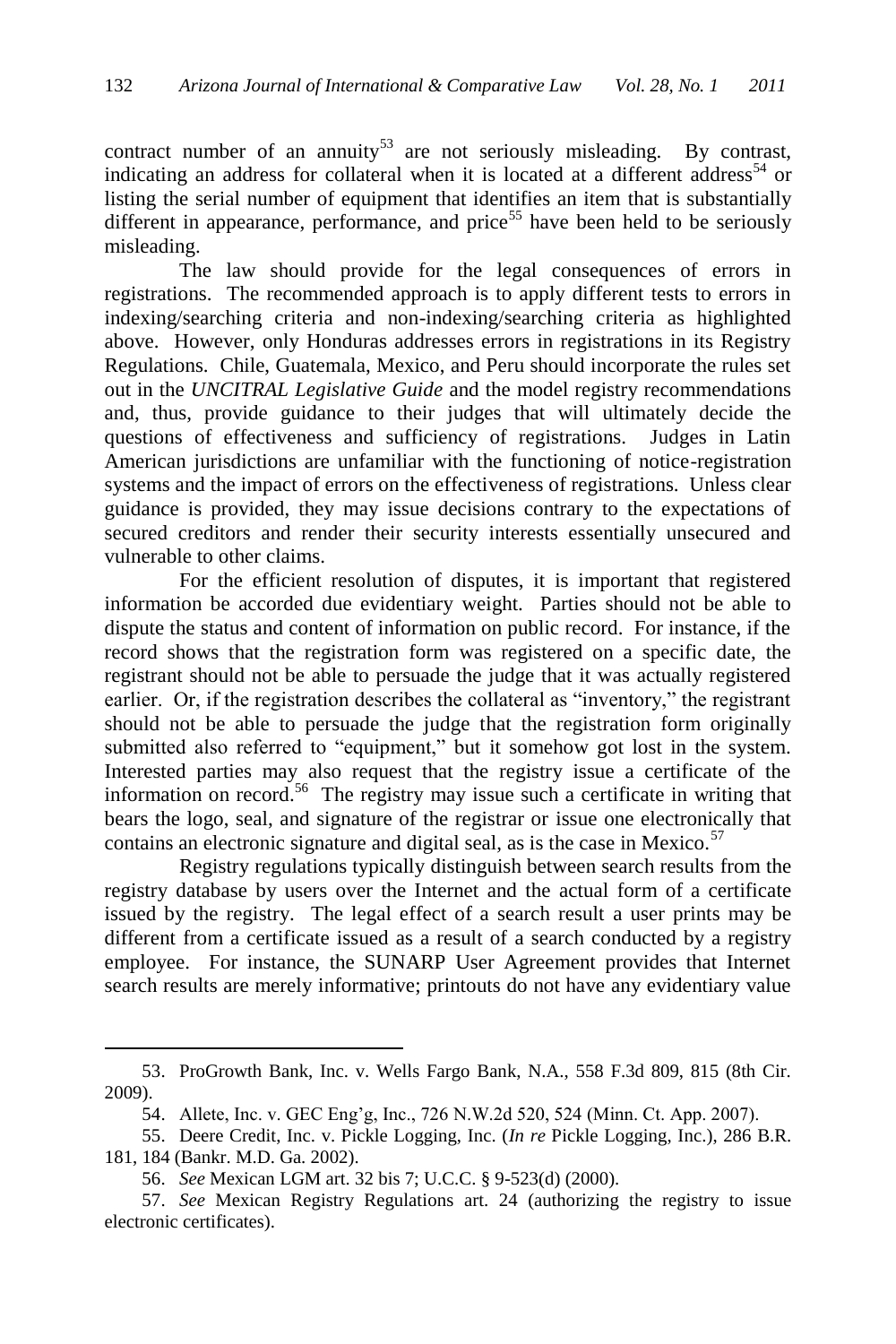contract number of an annuity[53] are not seriously misleading. By contrast, indicating an address for collateral when it is located at a different address[54] or listing the serial number of equipment that identifies an item that is substantially different in appearance, performance, and price[55] have been held to be seriously misleading.

The law should provide for the legal consequences of errors in registrations. The recommended approach is to apply different tests to errors in indexing/searching criteria and non-indexing/searching criteria as highlighted above. However, only Honduras addresses errors in registrations in its Registry Regulations. Chile, Guatemala, Mexico, and Peru should incorporate the rules set out in the *UNCITRAL Legislative Guide* and the model registry recommendations and, thus, provide guidance to their judges that will ultimately decide the questions of effectiveness and sufficiency of registrations. Judges in Latin American jurisdictions are unfamiliar with the functioning of notice-registration systems and the impact of errors on the effectiveness of registrations. Unless clear guidance is provided, they may issue decisions contrary to the expectations of secured creditors and render their security interests essentially unsecured and vulnerable to other claims.

For the efficient resolution of disputes, it is important that registered information be accorded due evidentiary weight. Parties should not be able to dispute the status and content of information on public record. For instance, if the record shows that the registration form was registered on a specific date, the registrant should not be able to persuade the judge that it was actually registered earlier. Or, if the registration describes the collateral as "inventory," the registrant should not be able to persuade the judge that the registration form originally submitted also referred to "equipment," but it somehow got lost in the system. Interested parties may also request that the registry issue a certificate of the information on record.[56] The registry may issue such a certificate in writing that bears the logo, seal, and signature of the registrar or issue one electronically that contains an electronic signature and digital seal, as is the case in Mexico.[57]

Registry regulations typically distinguish between search results from the registry database by users over the Internet and the actual form of a certificate issued by the registry. The legal effect of a search result a user prints may be different from a certificate issued as a result of a search conducted by a registry employee. For instance, the SUNARP User Agreement provides that Internet search results are merely informative; printouts do not have any evidentiary value

---

53. ProGrowth Bank, Inc. v. Wells Fargo Bank, N.A., 558 F.3d 809, 815 (8th Cir. 2009).

54. Allete, Inc. v. GEC Eng'g, Inc., 726 N.W.2d 520, 524 (Minn. Ct. App. 2007).

55. Deere Credit, Inc. v. Pickle Logging, Inc. (*In re* Pickle Logging, Inc.), 286 B.R. 181, 184 (Bankr. M.D. Ga. 2002).

56. *See* Mexican LGM art. 32 bis 7; U.C.C. § 9-523(d) (2000).

57. *See* Mexican Registry Regulations art. 24 (authorizing the registry to issue electronic certificates).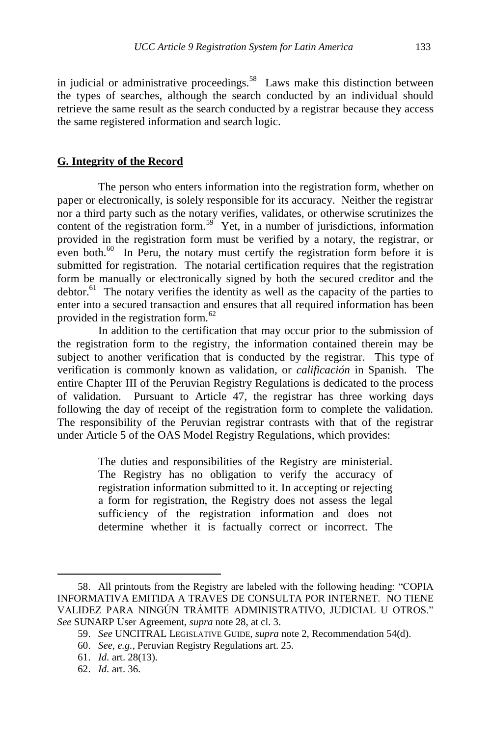in judicial or administrative proceedings.[58] Laws make this distinction between the types of searches, although the search conducted by an individual should retrieve the same result as the search conducted by a registrar because they access the same registered information and search logic.

## G. Integrity of the Record

The person who enters information into the registration form, whether on paper or electronically, is solely responsible for its accuracy. Neither the registrar nor a third party such as the notary verifies, validates, or otherwise scrutinizes the content of the registration form.[59] Yet, in a number of jurisdictions, information provided in the registration form must be verified by a notary, the registrar, or even both.[60] In Peru, the notary must certify the registration form before it is submitted for registration. The notarial certification requires that the registration form be manually or electronically signed by both the secured creditor and the debtor.[61] The notary verifies the identity as well as the capacity of the parties to enter into a secured transaction and ensures that all required information has been provided in the registration form.[62]

In addition to the certification that may occur prior to the submission of the registration form to the registry, the information contained therein may be subject to another verification that is conducted by the registrar. This type of verification is commonly known as validation, or *calificación* in Spanish. The entire Chapter III of the Peruvian Registry Regulations is dedicated to the process of validation. Pursuant to Article 47, the registrar has three working days following the day of receipt of the registration form to complete the validation. The responsibility of the Peruvian registrar contrasts with that of the registrar under Article 5 of the OAS Model Registry Regulations, which provides:

> The duties and responsibilities of the Registry are ministerial. The Registry has no obligation to verify the accuracy of registration information submitted to it. In accepting or rejecting a form for registration, the Registry does not assess the legal sufficiency of the registration information and does not determine whether it is factually correct or incorrect. The

---

58. All printouts from the Registry are labeled with the following heading: "COPIA INFORMATIVA EMITIDA A TRAVES DE CONSULTA POR INTERNET. NO TIENE VALIDEZ PARA NINGÚN TRÁMITE ADMINISTRATIVO, JUDICIAL U OTROS." *See* SUNARP User Agreement, *supra* note 28, at cl. 3.

59. *See* UNCITRAL LEGISLATIVE GUIDE, *supra* note 2, Recommendation 54(d).

60. *See, e.g.*, Peruvian Registry Regulations art. 25.

61. *Id.* art. 28(13).

62. *Id.* art. 36.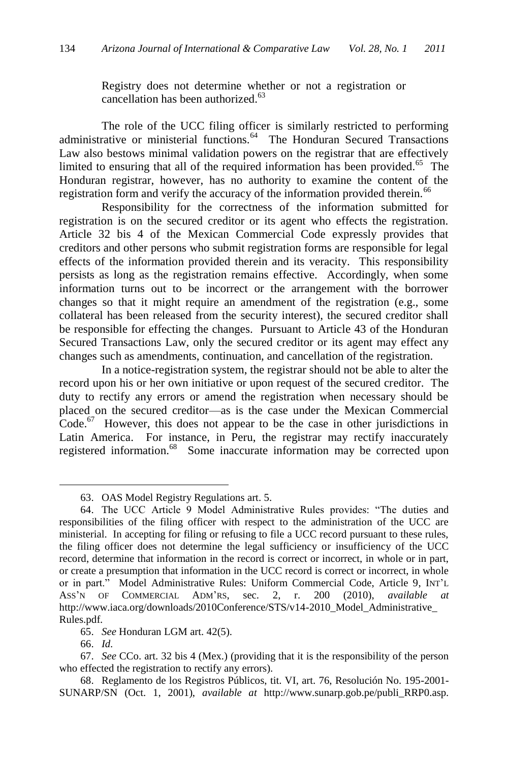Registry does not determine whether or not a registration or cancellation has been authorized.[63]

The role of the UCC filing officer is similarly restricted to performing administrative or ministerial functions.[64] The Honduran Secured Transactions Law also bestows minimal validation powers on the registrar that are effectively limited to ensuring that all of the required information has been provided.[65] The Honduran registrar, however, has no authority to examine the content of the registration form and verify the accuracy of the information provided therein.[66]

Responsibility for the correctness of the information submitted for registration is on the secured creditor or its agent who effects the registration. Article 32 bis 4 of the Mexican Commercial Code expressly provides that creditors and other persons who submit registration forms are responsible for legal effects of the information provided therein and its veracity. This responsibility persists as long as the registration remains effective. Accordingly, when some information turns out to be incorrect or the arrangement with the borrower changes so that it might require an amendment of the registration (e.g., some collateral has been released from the security interest), the secured creditor shall be responsible for effecting the changes. Pursuant to Article 43 of the Honduran Secured Transactions Law, only the secured creditor or its agent may effect any changes such as amendments, continuation, and cancellation of the registration.

In a notice-registration system, the registrar should not be able to alter the record upon his or her own initiative or upon request of the secured creditor. The duty to rectify any errors or amend the registration when necessary should be placed on the secured creditor—as is the case under the Mexican Commercial Code.[67] However, this does not appear to be the case in other jurisdictions in Latin America. For instance, in Peru, the registrar may rectify inaccurately registered information.[68] Some inaccurate information may be corrected upon

---

63. OAS Model Registry Regulations art. 5.

64. The UCC Article 9 Model Administrative Rules provides: "The duties and responsibilities of the filing officer with respect to the administration of the UCC are ministerial. In accepting for filing or refusing to file a UCC record pursuant to these rules, the filing officer does not determine the legal sufficiency or insufficiency of the UCC record, determine that information in the record is correct or incorrect, in whole or in part, or create a presumption that information in the UCC record is correct or incorrect, in whole or in part." Model Administrative Rules: Uniform Commercial Code, Article 9, INT'L ASS'N OF COMMERCIAL ADM'RS, sec. 2, r. 200 (2010), *available at* http://www.iaca.org/downloads/2010Conference/STS/v14-2010_Model_Administrative_Rules.pdf.

65. *See* Honduran LGM art. 42(5).

66. *Id.*

67. *See* CCo. art. 32 bis 4 (Mex.) (providing that it is the responsibility of the person who effected the registration to rectify any errors).

68. Reglamento de los Registros Públicos, tit. VI, art. 76, Resolución No. 195-2001-SUNARP/SN (Oct. 1, 2001), *available at* http://www.sunarp.gob.pe/publi_RRP0.asp.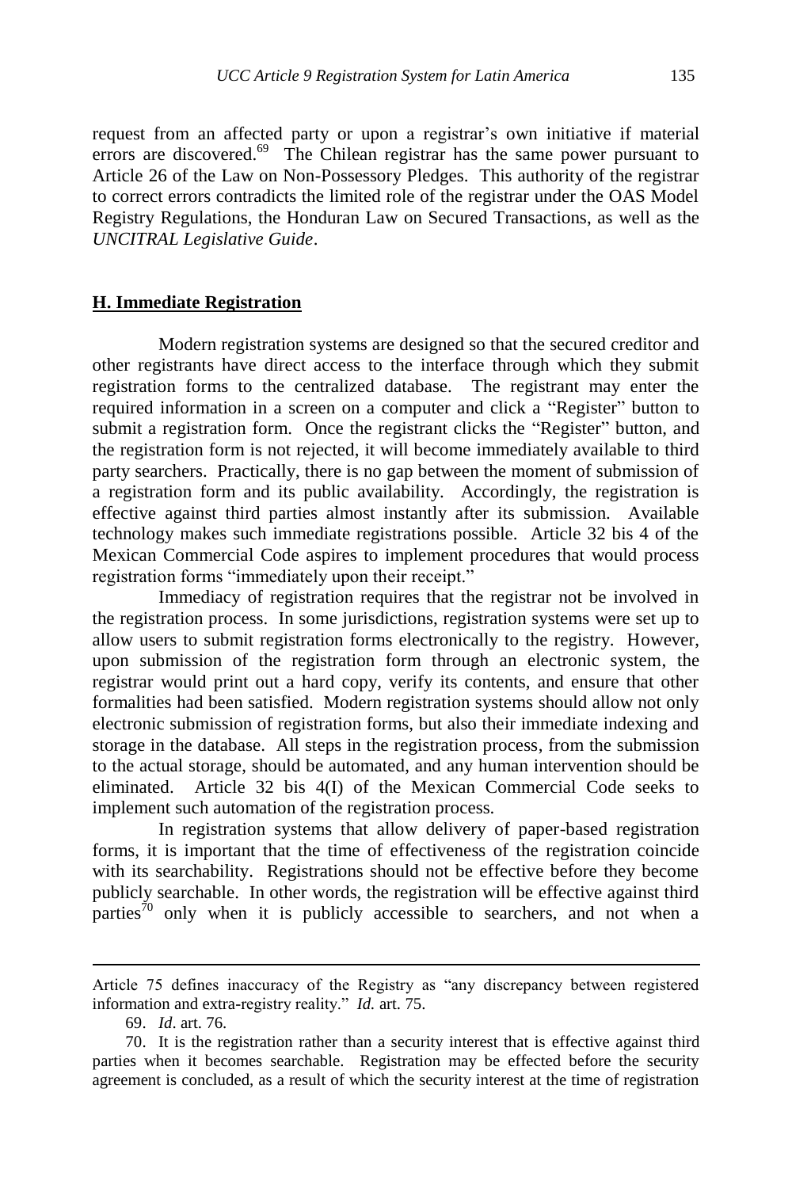request from an affected party or upon a registrar's own initiative if material errors are discovered.[69] The Chilean registrar has the same power pursuant to Article 26 of the Law on Non-Possessory Pledges. This authority of the registrar to correct errors contradicts the limited role of the registrar under the OAS Model Registry Regulations, the Honduran Law on Secured Transactions, as well as the *UNCITRAL Legislative Guide*.

## H. Immediate Registration

Modern registration systems are designed so that the secured creditor and other registrants have direct access to the interface through which they submit registration forms to the centralized database. The registrant may enter the required information in a screen on a computer and click a "Register" button to submit a registration form. Once the registrant clicks the "Register" button, and the registration form is not rejected, it will become immediately available to third party searchers. Practically, there is no gap between the moment of submission of a registration form and its public availability. Accordingly, the registration is effective against third parties almost instantly after its submission. Available technology makes such immediate registrations possible. Article 32 bis 4 of the Mexican Commercial Code aspires to implement procedures that would process registration forms "immediately upon their receipt."

Immediacy of registration requires that the registrar not be involved in the registration process. In some jurisdictions, registration systems were set up to allow users to submit registration forms electronically to the registry. However, upon submission of the registration form through an electronic system, the registrar would print out a hard copy, verify its contents, and ensure that other formalities had been satisfied. Modern registration systems should allow not only electronic submission of registration forms, but also their immediate indexing and storage in the database. All steps in the registration process, from the submission to the actual storage, should be automated, and any human intervention should be eliminated. Article 32 bis 4(I) of the Mexican Commercial Code seeks to implement such automation of the registration process.

In registration systems that allow delivery of paper-based registration forms, it is important that the time of effectiveness of the registration coincide with its searchability. Registrations should not be effective before they become publicly searchable. In other words, the registration will be effective against third parties[70] only when it is publicly accessible to searchers, and not when a

---

Article 75 defines inaccuracy of the Registry as "any discrepancy between registered information and extra-registry reality." *Id.* art. 75.

69. *Id*. art. 76.

70. It is the registration rather than a security interest that is effective against third parties when it becomes searchable. Registration may be effected before the security agreement is concluded, as a result of which the security interest at the time of registration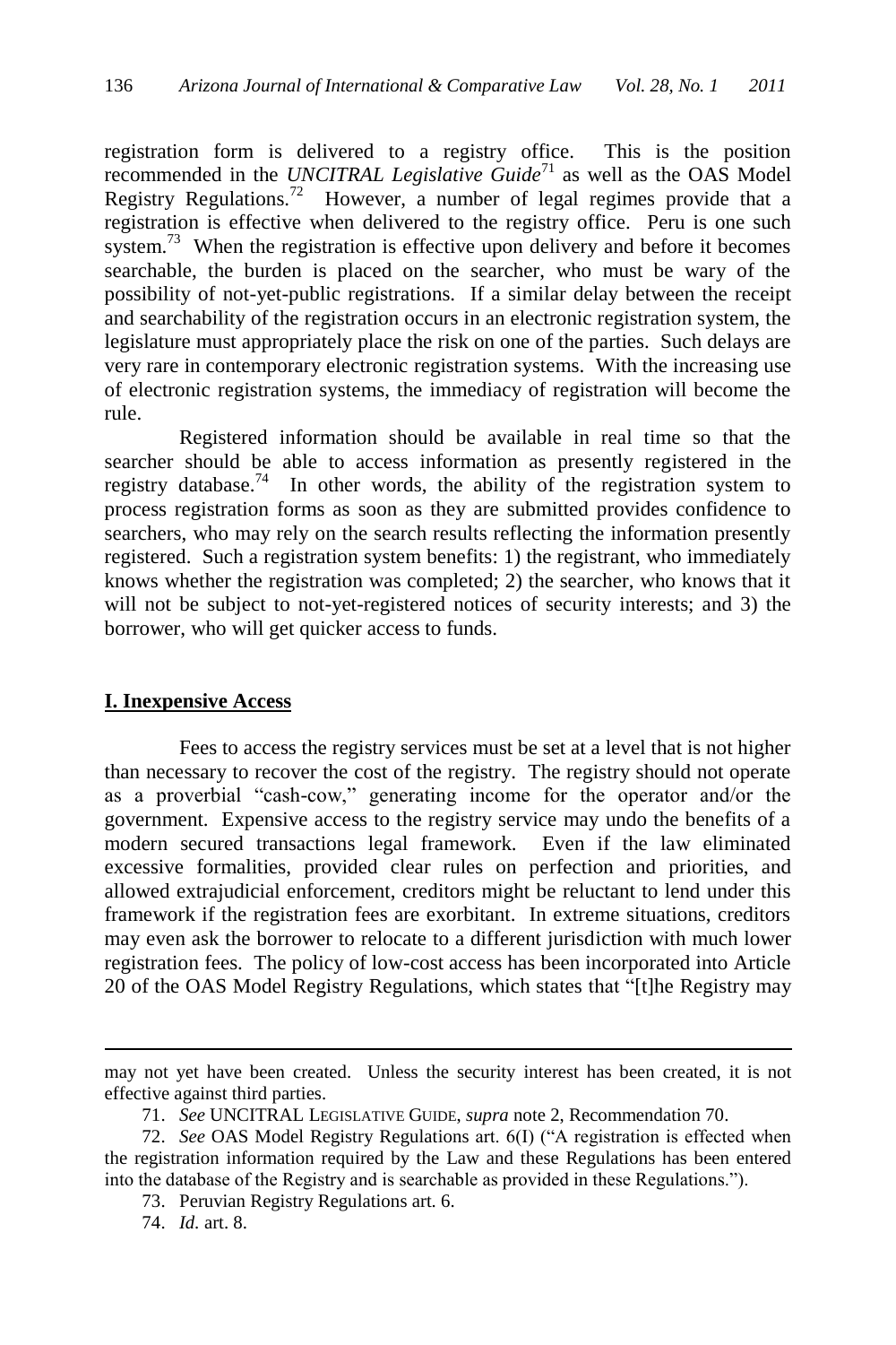registration form is delivered to a registry office. This is the position recommended in the *UNCITRAL Legislative Guide*[71] as well as the OAS Model Registry Regulations.[72] However, a number of legal regimes provide that a registration is effective when delivered to the registry office. Peru is one such system.[73] When the registration is effective upon delivery and before it becomes searchable, the burden is placed on the searcher, who must be wary of the possibility of not-yet-public registrations. If a similar delay between the receipt and searchability of the registration occurs in an electronic registration system, the legislature must appropriately place the risk on one of the parties. Such delays are very rare in contemporary electronic registration systems. With the increasing use of electronic registration systems, the immediacy of registration will become the rule.

Registered information should be available in real time so that the searcher should be able to access information as presently registered in the registry database.[74] In other words, the ability of the registration system to process registration forms as soon as they are submitted provides confidence to searchers, who may rely on the search results reflecting the information presently registered. Such a registration system benefits: 1) the registrant, who immediately knows whether the registration was completed; 2) the searcher, who knows that it will not be subject to not-yet-registered notices of security interests; and 3) the borrower, who will get quicker access to funds.

## I. Inexpensive Access

Fees to access the registry services must be set at a level that is not higher than necessary to recover the cost of the registry. The registry should not operate as a proverbial "cash-cow," generating income for the operator and/or the government. Expensive access to the registry service may undo the benefits of a modern secured transactions legal framework. Even if the law eliminated excessive formalities, provided clear rules on perfection and priorities, and allowed extrajudicial enforcement, creditors might be reluctant to lend under this framework if the registration fees are exorbitant. In extreme situations, creditors may even ask the borrower to relocate to a different jurisdiction with much lower registration fees. The policy of low-cost access has been incorporated into Article 20 of the OAS Model Registry Regulations, which states that "[t]he Registry may

---

may not yet have been created. Unless the security interest has been created, it is not effective against third parties.

71. *See* UNCITRAL LEGISLATIVE GUIDE, *supra* note 2, Recommendation 70.

72. *See* OAS Model Registry Regulations art. 6(I) ("A registration is effected when the registration information required by the Law and these Regulations has been entered into the database of the Registry and is searchable as provided in these Regulations.").

73. Peruvian Registry Regulations art. 6.

74. *Id*. art. 8.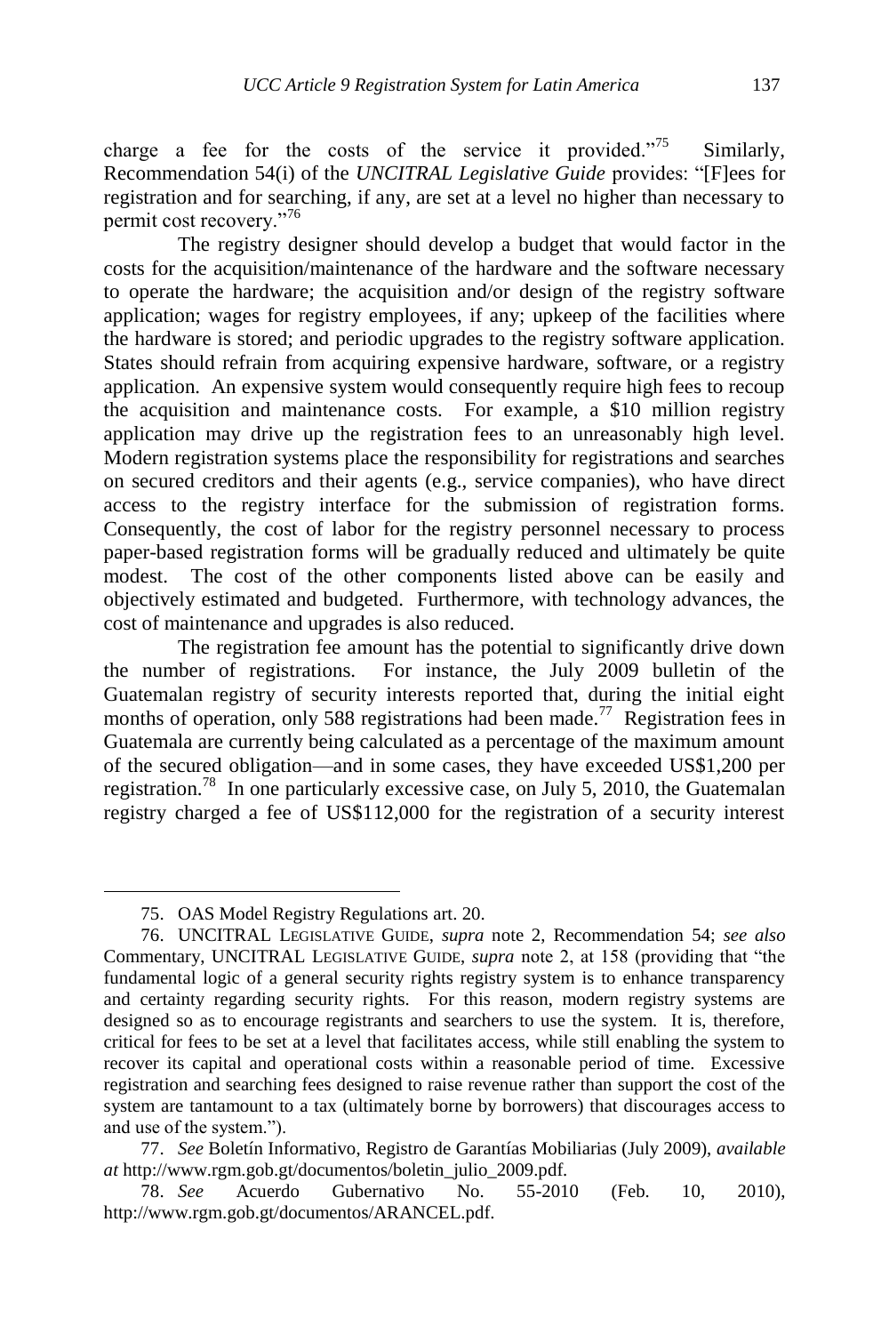charge a fee for the costs of the service it provided."[75] Similarly, Recommendation 54(i) of the *UNCITRAL Legislative Guide* provides: "[F]ees for registration and for searching, if any, are set at a level no higher than necessary to permit cost recovery."[76]

The registry designer should develop a budget that would factor in the costs for the acquisition/maintenance of the hardware and the software necessary to operate the hardware; the acquisition and/or design of the registry software application; wages for registry employees, if any; upkeep of the facilities where the hardware is stored; and periodic upgrades to the registry software application. States should refrain from acquiring expensive hardware, software, or a registry application. An expensive system would consequently require high fees to recoup the acquisition and maintenance costs. For example, a $10 million registry application may drive up the registration fees to an unreasonably high level. Modern registration systems place the responsibility for registrations and searches on secured creditors and their agents (e.g., service companies), who have direct access to the registry interface for the submission of registration forms. Consequently, the cost of labor for the registry personnel necessary to process paper-based registration forms will be gradually reduced and ultimately be quite modest. The cost of the other components listed above can be easily and objectively estimated and budgeted. Furthermore, with technology advances, the cost of maintenance and upgrades is also reduced.

The registration fee amount has the potential to significantly drive down the number of registrations. For instance, the July 2009 bulletin of the Guatemalan registry of security interests reported that, during the initial eight months of operation, only 588 registrations had been made.[77] Registration fees in Guatemala are currently being calculated as a percentage of the maximum amount of the secured obligation—and in some cases, they have exceeded US$1,200 per registration.[78] In one particularly excessive case, on July 5, 2010, the Guatemalan registry charged a fee of US$112,000 for the registration of a security interest

---

75. OAS Model Registry Regulations art. 20.

76. UNCITRAL LEGISLATIVE GUIDE, *supra* note 2, Recommendation 54; *see also* Commentary, UNCITRAL LEGISLATIVE GUIDE, *supra* note 2, at 158 (providing that "the fundamental logic of a general security rights registry system is to enhance transparency and certainty regarding security rights. For this reason, modern registry systems are designed so as to encourage registrants and searchers to use the system. It is, therefore, critical for fees to be set at a level that facilitates access, while still enabling the system to recover its capital and operational costs within a reasonable period of time. Excessive registration and searching fees designed to raise revenue rather than support the cost of the system are tantamount to a tax (ultimately borne by borrowers) that discourages access to and use of the system.").

77. *See* Boletín Informativo, Registro de Garantías Mobiliarias (July 2009), *available at* http://www.rgm.gob.gt/documentos/boletin_julio_2009.pdf.

78. *See* Acuerdo Gubernativo No. 55-2010 (Feb. 10, 2010), http://www.rgm.gob.gt/documentos/ARANCEL.pdf.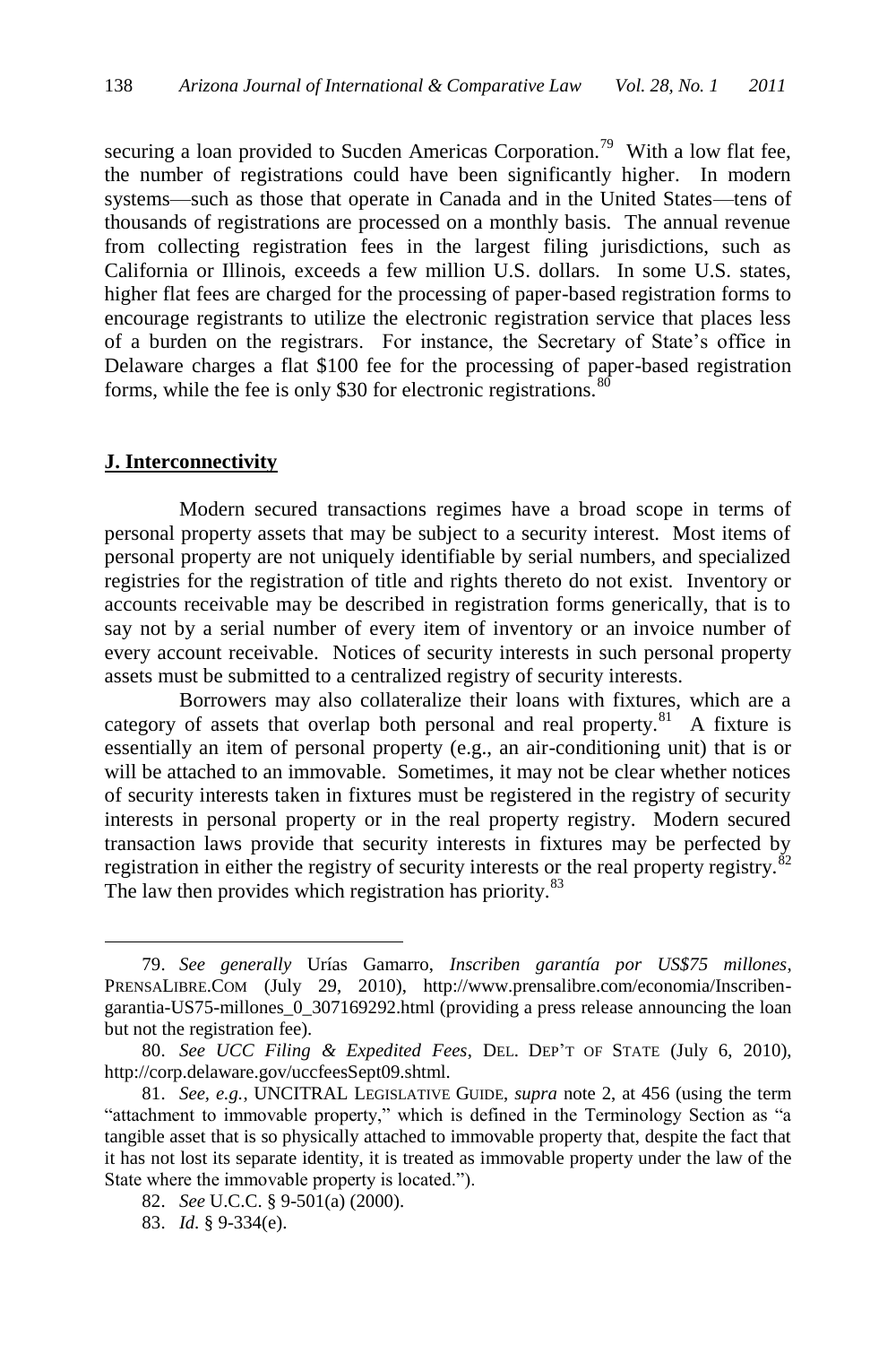securing a loan provided to Sucden Americas Corporation.[79] With a low flat fee, the number of registrations could have been significantly higher. In modern systems—such as those that operate in Canada and in the United States—tens of thousands of registrations are processed on a monthly basis. The annual revenue from collecting registration fees in the largest filing jurisdictions, such as California or Illinois, exceeds a few million U.S. dollars. In some U.S. states, higher flat fees are charged for the processing of paper-based registration forms to encourage registrants to utilize the electronic registration service that places less of a burden on the registrars. For instance, the Secretary of State's office in Delaware charges a flat $100 fee for the processing of paper-based registration forms, while the fee is only $30 for electronic registrations.[80]

## J. Interconnectivity

Modern secured transactions regimes have a broad scope in terms of personal property assets that may be subject to a security interest. Most items of personal property are not uniquely identifiable by serial numbers, and specialized registries for the registration of title and rights thereto do not exist. Inventory or accounts receivable may be described in registration forms generically, that is to say not by a serial number of every item of inventory or an invoice number of every account receivable. Notices of security interests in such personal property assets must be submitted to a centralized registry of security interests.

Borrowers may also collateralize their loans with fixtures, which are a category of assets that overlap both personal and real property.[81] A fixture is essentially an item of personal property (e.g., an air-conditioning unit) that is or will be attached to an immovable. Sometimes, it may not be clear whether notices of security interests taken in fixtures must be registered in the registry of security interests in personal property or in the real property registry. Modern secured transaction laws provide that security interests in fixtures may be perfected by registration in either the registry of security interests or the real property registry.[82] The law then provides which registration has priority.[83]

---

79. *See generally* Urías Gamarro, *Inscriben garantía por US$75 millones*, PRENSALIBRE.COM (July 29, 2010), http://www.prensalibre.com/economia/Inscriben-garantia-US75-millones_0_307169292.html (providing a press release announcing the loan but not the registration fee).

80. *See UCC Filing & Expedited Fees*, DEL. DEP'T OF STATE (July 6, 2010), http://corp.delaware.gov/uccfeesSept09.shtml.

81. *See, e.g.*, UNCITRAL LEGISLATIVE GUIDE, *supra* note 2, at 456 (using the term "attachment to immovable property," which is defined in the Terminology Section as "a tangible asset that is so physically attached to immovable property that, despite the fact that it has not lost its separate identity, it is treated as immovable property under the law of the State where the immovable property is located.").

82. *See* U.C.C. § 9-501(a) (2000).

83. *Id*. § 9-334(e).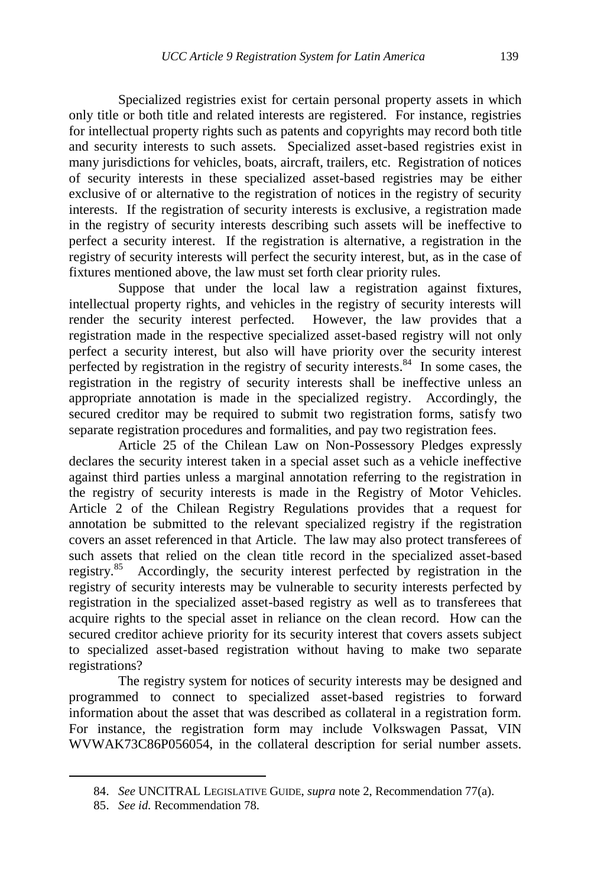Specialized registries exist for certain personal property assets in which only title or both title and related interests are registered. For instance, registries for intellectual property rights such as patents and copyrights may record both title and security interests to such assets. Specialized asset-based registries exist in many jurisdictions for vehicles, boats, aircraft, trailers, etc. Registration of notices of security interests in these specialized asset-based registries may be either exclusive of or alternative to the registration of notices in the registry of security interests. If the registration of security interests is exclusive, a registration made in the registry of security interests describing such assets will be ineffective to perfect a security interest. If the registration is alternative, a registration in the registry of security interests will perfect the security interest, but, as in the case of fixtures mentioned above, the law must set forth clear priority rules.

Suppose that under the local law a registration against fixtures, intellectual property rights, and vehicles in the registry of security interests will render the security interest perfected. However, the law provides that a registration made in the respective specialized asset-based registry will not only perfect a security interest, but also will have priority over the security interest perfected by registration in the registry of security interests.[84] In some cases, the registration in the registry of security interests shall be ineffective unless an appropriate annotation is made in the specialized registry. Accordingly, the secured creditor may be required to submit two registration forms, satisfy two separate registration procedures and formalities, and pay two registration fees.

Article 25 of the Chilean Law on Non-Possessory Pledges expressly declares the security interest taken in a special asset such as a vehicle ineffective against third parties unless a marginal annotation referring to the registration in the registry of security interests is made in the Registry of Motor Vehicles. Article 2 of the Chilean Registry Regulations provides that a request for annotation be submitted to the relevant specialized registry if the registration covers an asset referenced in that Article. The law may also protect transferees of such assets that relied on the clean title record in the specialized asset-based registry.[85] Accordingly, the security interest perfected by registration in the registry of security interests may be vulnerable to security interests perfected by registration in the specialized asset-based registry as well as to transferees that acquire rights to the special asset in reliance on the clean record. How can the secured creditor achieve priority for its security interest that covers assets subject to specialized asset-based registration without having to make two separate registrations?

The registry system for notices of security interests may be designed and programmed to connect to specialized asset-based registries to forward information about the asset that was described as collateral in a registration form. For instance, the registration form may include Volkswagen Passat, VIN WVWAK73C86P056054, in the collateral description for serial number assets.

---

84. *See* UNCITRAL LEGISLATIVE GUIDE, *supra* note 2, Recommendation 77(a).

85. *See id.* Recommendation 78.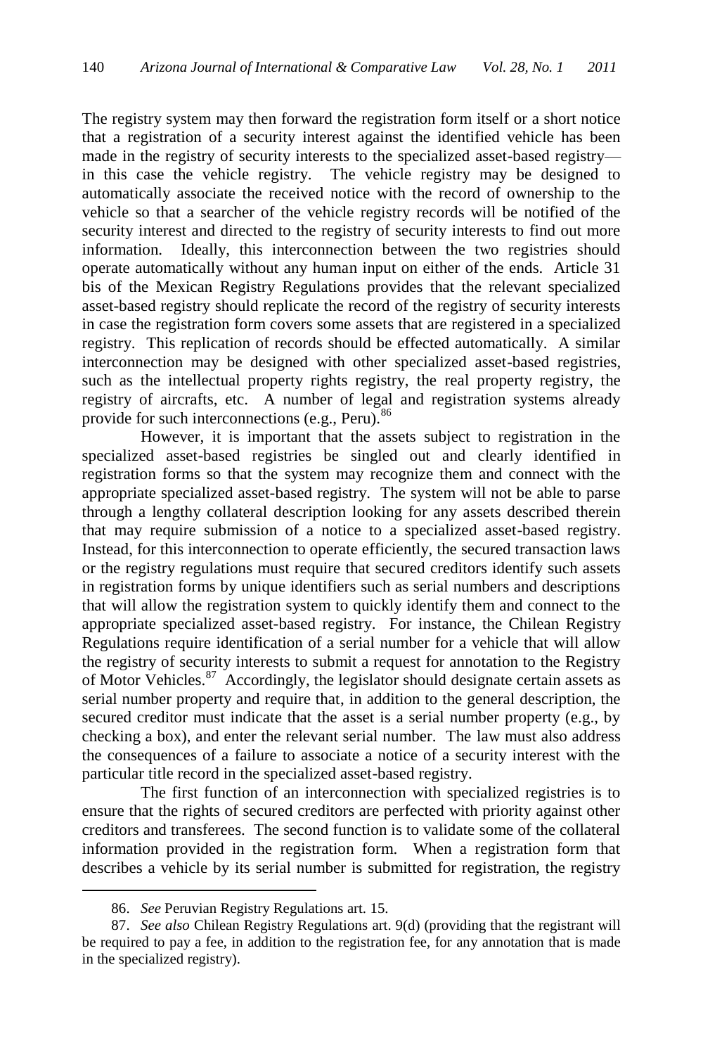The registry system may then forward the registration form itself or a short notice that a registration of a security interest against the identified vehicle has been made in the registry of security interests to the specialized asset-based registry—in this case the vehicle registry. The vehicle registry may be designed to automatically associate the received notice with the record of ownership to the vehicle so that a searcher of the vehicle registry records will be notified of the security interest and directed to the registry of security interests to find out more information. Ideally, this interconnection between the two registries should operate automatically without any human input on either of the ends. Article 31 bis of the Mexican Registry Regulations provides that the relevant specialized asset-based registry should replicate the record of the registry of security interests in case the registration form covers some assets that are registered in a specialized registry. This replication of records should be effected automatically. A similar interconnection may be designed with other specialized asset-based registries, such as the intellectual property rights registry, the real property registry, the registry of aircrafts, etc. A number of legal and registration systems already provide for such interconnections (e.g., Peru).[86]

However, it is important that the assets subject to registration in the specialized asset-based registries be singled out and clearly identified in registration forms so that the system may recognize them and connect with the appropriate specialized asset-based registry. The system will not be able to parse through a lengthy collateral description looking for any assets described therein that may require submission of a notice to a specialized asset-based registry. Instead, for this interconnection to operate efficiently, the secured transaction laws or the registry regulations must require that secured creditors identify such assets in registration forms by unique identifiers such as serial numbers and descriptions that will allow the registration system to quickly identify them and connect to the appropriate specialized asset-based registry. For instance, the Chilean Registry Regulations require identification of a serial number for a vehicle that will allow the registry of security interests to submit a request for annotation to the Registry of Motor Vehicles.[87] Accordingly, the legislator should designate certain assets as serial number property and require that, in addition to the general description, the secured creditor must indicate that the asset is a serial number property (e.g., by checking a box), and enter the relevant serial number. The law must also address the consequences of a failure to associate a notice of a security interest with the particular title record in the specialized asset-based registry.

The first function of an interconnection with specialized registries is to ensure that the rights of secured creditors are perfected with priority against other creditors and transferees. The second function is to validate some of the collateral information provided in the registration form. When a registration form that describes a vehicle by its serial number is submitted for registration, the registry

---

86. *See* Peruvian Registry Regulations art. 15.

87. *See also* Chilean Registry Regulations art. 9(d) (providing that the registrant will be required to pay a fee, in addition to the registration fee, for any annotation that is made in the specialized registry).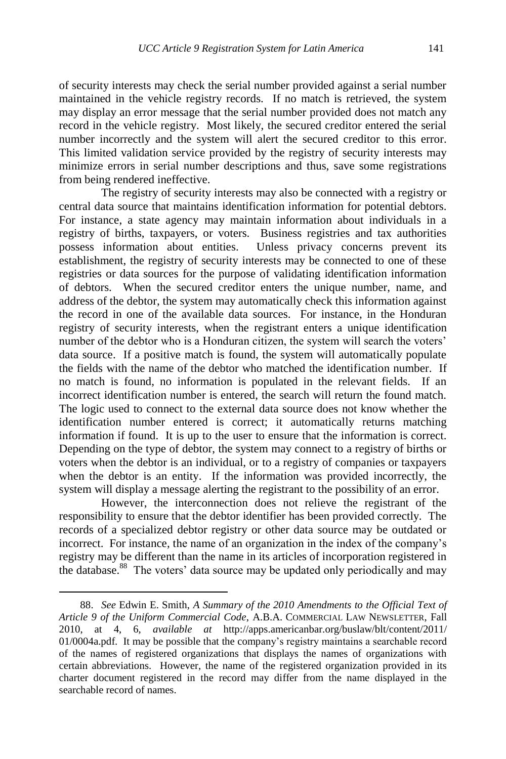of security interests may check the serial number provided against a serial number maintained in the vehicle registry records. If no match is retrieved, the system may display an error message that the serial number provided does not match any record in the vehicle registry. Most likely, the secured creditor entered the serial number incorrectly and the system will alert the secured creditor to this error. This limited validation service provided by the registry of security interests may minimize errors in serial number descriptions and thus, save some registrations from being rendered ineffective.

The registry of security interests may also be connected with a registry or central data source that maintains identification information for potential debtors. For instance, a state agency may maintain information about individuals in a registry of births, taxpayers, or voters. Business registries and tax authorities possess information about entities. Unless privacy concerns prevent its establishment, the registry of security interests may be connected to one of these registries or data sources for the purpose of validating identification information of debtors. When the secured creditor enters the unique number, name, and address of the debtor, the system may automatically check this information against the record in one of the available data sources. For instance, in the Honduran registry of security interests, when the registrant enters a unique identification number of the debtor who is a Honduran citizen, the system will search the voters' data source. If a positive match is found, the system will automatically populate the fields with the name of the debtor who matched the identification number. If no match is found, no information is populated in the relevant fields. If an incorrect identification number is entered, the search will return the found match. The logic used to connect to the external data source does not know whether the identification number entered is correct; it automatically returns matching information if found. It is up to the user to ensure that the information is correct. Depending on the type of debtor, the system may connect to a registry of births or voters when the debtor is an individual, or to a registry of companies or taxpayers when the debtor is an entity. If the information was provided incorrectly, the system will display a message alerting the registrant to the possibility of an error.

However, the interconnection does not relieve the registrant of the responsibility to ensure that the debtor identifier has been provided correctly. The records of a specialized debtor registry or other data source may be outdated or incorrect. For instance, the name of an organization in the index of the company's registry may be different than the name in its articles of incorporation registered in the database.[88] The voters' data source may be updated only periodically and may

---

88. *See* Edwin E. Smith, *A Summary of the 2010 Amendments to the Official Text of Article 9 of the Uniform Commercial Code*, A.B.A. COMMERCIAL LAW NEWSLETTER, Fall 2010, at 4, 6, *available at* http://apps.americanbar.org/buslaw/blt/content/2011/01/0004a.pdf. It may be possible that the company's registry maintains a searchable record of the names of registered organizations that displays the names of organizations with certain abbreviations. However, the name of the registered organization provided in its charter document registered in the record may differ from the name displayed in the searchable record of names.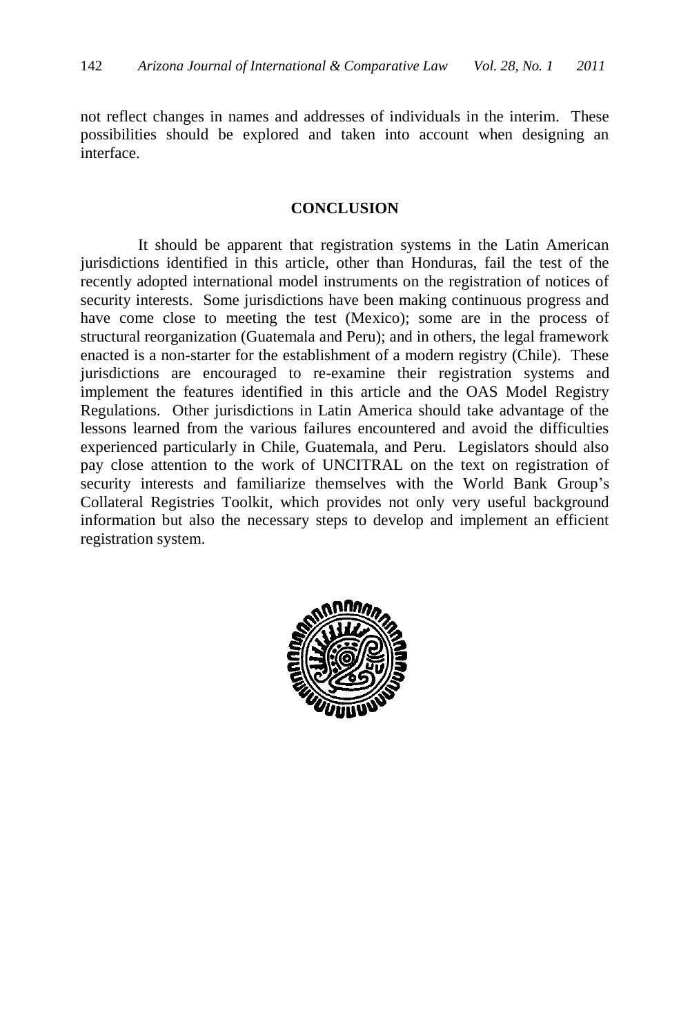not reflect changes in names and addresses of individuals in the interim. These possibilities should be explored and taken into account when designing an interface.

## CONCLUSION

It should be apparent that registration systems in the Latin American jurisdictions identified in this article, other than Honduras, fail the test of the recently adopted international model instruments on the registration of notices of security interests. Some jurisdictions have been making continuous progress and have come close to meeting the test (Mexico); some are in the process of structural reorganization (Guatemala and Peru); and in others, the legal framework enacted is a non-starter for the establishment of a modern registry (Chile). These jurisdictions are encouraged to re-examine their registration systems and implement the features identified in this article and the OAS Model Registry Regulations. Other jurisdictions in Latin America should take advantage of the lessons learned from the various failures encountered and avoid the difficulties experienced particularly in Chile, Guatemala, and Peru. Legislators should also pay close attention to the work of UNCITRAL on the text on registration of security interests and familiarize themselves with the World Bank Group's Collateral Registries Toolkit, which provides not only very useful background information but also the necessary steps to develop and implement an efficient registration system.